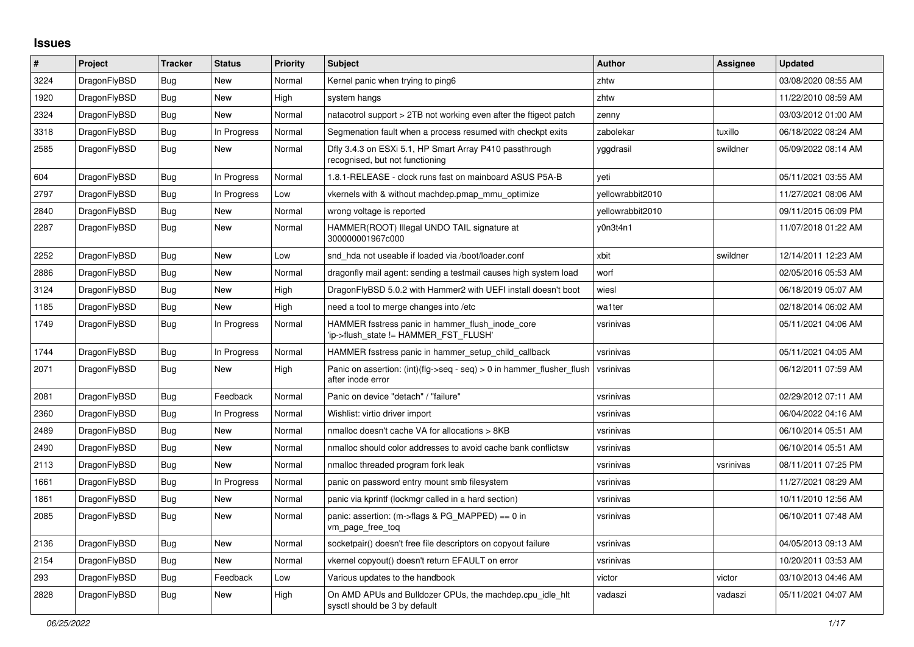## Issues

| # | Project | Tracker | Status | Priority | Subject | Author | Assignee | Updated |
|---|---|---|---|---|---|---|---|---|
| 3224 | DragonFlyBSD | Bug | New | Normal | Kernel panic when trying to ping6 | zhtw | | 03/08/2020 08:55 AM |
| 1920 | DragonFlyBSD | Bug | New | High | system hangs | zhtw | | 11/22/2010 08:59 AM |
| 2324 | DragonFlyBSD | Bug | New | Normal | natacotrol support > 2TB not working even after the ftigeot patch | zenny | | 03/03/2012 01:00 AM |
| 3318 | DragonFlyBSD | Bug | In Progress | Normal | Segmenation fault when a process resumed with checkpt exits | zabolekar | tuxillo | 06/18/2022 08:24 AM |
| 2585 | DragonFlyBSD | Bug | New | Normal | Dfly 3.4.3 on ESXi 5.1, HP Smart Array P410 passthrough recognised, but not functioning | yggdrasil | swildner | 05/09/2022 08:14 AM |
| 604 | DragonFlyBSD | Bug | In Progress | Normal | 1.8.1-RELEASE - clock runs fast on mainboard ASUS P5A-B | yeti | | 05/11/2021 03:55 AM |
| 2797 | DragonFlyBSD | Bug | In Progress | Low | vkernels with & without machdep.pmap_mmu_optimize | yellowrabbit2010 | | 11/27/2021 08:06 AM |
| 2840 | DragonFlyBSD | Bug | New | Normal | wrong voltage is reported | yellowrabbit2010 | | 09/11/2015 06:09 PM |
| 2287 | DragonFlyBSD | Bug | New | Normal | HAMMER(ROOT) Illegal UNDO TAIL signature at 300000001967c000 | y0n3t4n1 | | 11/07/2018 01:22 AM |
| 2252 | DragonFlyBSD | Bug | New | Low | snd_hda not useable if loaded via /boot/loader.conf | xbit | swildner | 12/14/2011 12:23 AM |
| 2886 | DragonFlyBSD | Bug | New | Normal | dragonfly mail agent: sending a testmail causes high system load | worf | | 02/05/2016 05:53 AM |
| 3124 | DragonFlyBSD | Bug | New | High | DragonFlyBSD 5.0.2 with Hammer2 with UEFI install doesn't boot | wiesl | | 06/18/2019 05:07 AM |
| 1185 | DragonFlyBSD | Bug | New | High | need a tool to merge changes into /etc | wa1ter | | 02/18/2014 06:02 AM |
| 1749 | DragonFlyBSD | Bug | In Progress | Normal | HAMMER fsstress panic in hammer_flush_inode_core 'ip->flush_state != HAMMER_FST_FLUSH' | vsrinivas | | 05/11/2021 04:06 AM |
| 1744 | DragonFlyBSD | Bug | In Progress | Normal | HAMMER fsstress panic in hammer_setup_child_callback | vsrinivas | | 05/11/2021 04:05 AM |
| 2071 | DragonFlyBSD | Bug | New | High | Panic on assertion: (int)(flg->seq - seq) > 0 in hammer_flusher_flush after inode error | vsrinivas | | 06/12/2011 07:59 AM |
| 2081 | DragonFlyBSD | Bug | Feedback | Normal | Panic on device "detach" / "failure" | vsrinivas | | 02/29/2012 07:11 AM |
| 2360 | DragonFlyBSD | Bug | In Progress | Normal | Wishlist: virtio driver import | vsrinivas | | 06/04/2022 04:16 AM |
| 2489 | DragonFlyBSD | Bug | New | Normal | nmalloc doesn't cache VA for allocations > 8KB | vsrinivas | | 06/10/2014 05:51 AM |
| 2490 | DragonFlyBSD | Bug | New | Normal | nmalloc should color addresses to avoid cache bank conflictsw | vsrinivas | | 06/10/2014 05:51 AM |
| 2113 | DragonFlyBSD | Bug | New | Normal | nmalloc threaded program fork leak | vsrinivas | vsrinivas | 08/11/2011 07:25 PM |
| 1661 | DragonFlyBSD | Bug | In Progress | Normal | panic on password entry mount smb filesystem | vsrinivas | | 11/27/2021 08:29 AM |
| 1861 | DragonFlyBSD | Bug | New | Normal | panic via kprintf (lockmgr called in a hard section) | vsrinivas | | 10/11/2010 12:56 AM |
| 2085 | DragonFlyBSD | Bug | New | Normal | panic: assertion: (m->flags & PG_MAPPED) == 0 in vm_page_free_toq | vsrinivas | | 06/10/2011 07:48 AM |
| 2136 | DragonFlyBSD | Bug | New | Normal | socketpair() doesn't free file descriptors on copyout failure | vsrinivas | | 04/05/2013 09:13 AM |
| 2154 | DragonFlyBSD | Bug | New | Normal | vkernel copyout() doesn't return EFAULT on error | vsrinivas | | 10/20/2011 03:53 AM |
| 293 | DragonFlyBSD | Bug | Feedback | Low | Various updates to the handbook | victor | victor | 03/10/2013 04:46 AM |
| 2828 | DragonFlyBSD | Bug | New | High | On AMD APUs and Bulldozer CPUs, the machdep.cpu_idle_hlt sysctl should be 3 by default | vadaszi | vadaszi | 05/11/2021 04:07 AM |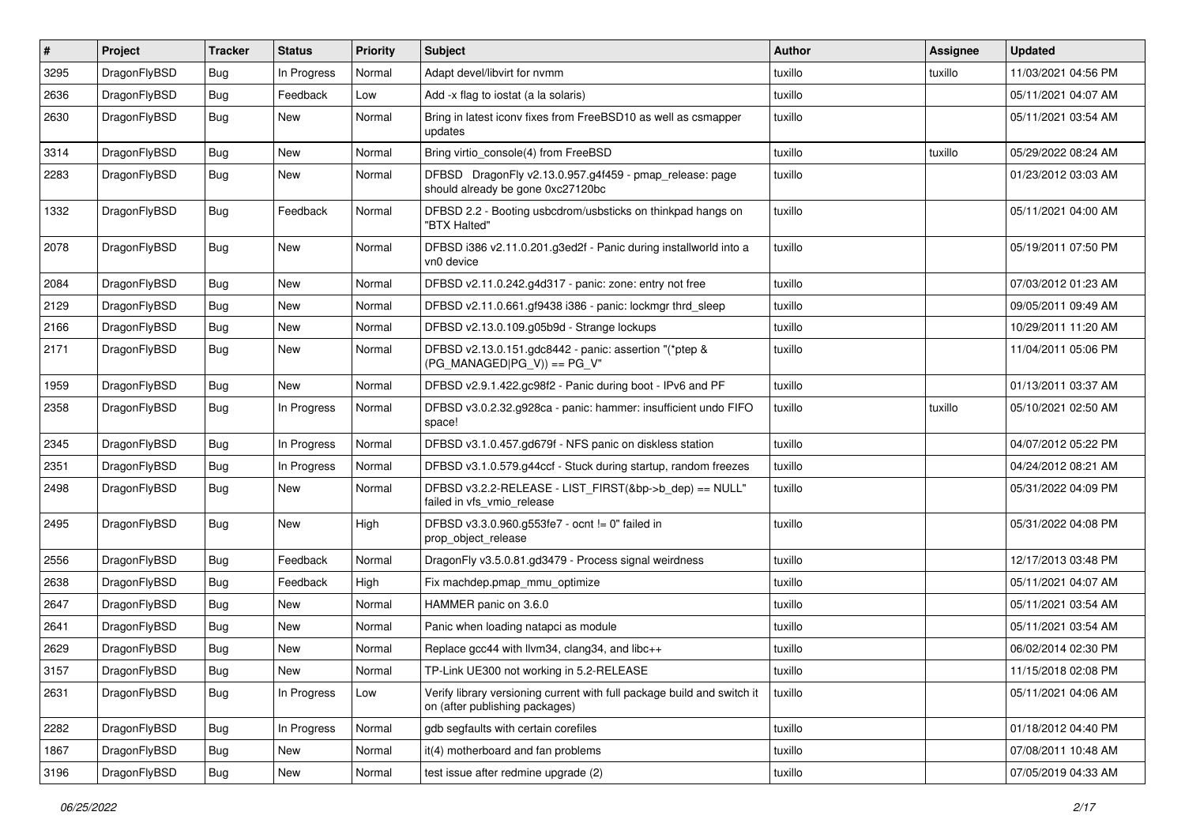| # | Project | Tracker | Status | Priority | Subject | Author | Assignee | Updated |
|---|---|---|---|---|---|---|---|---|
| 3295 | DragonFlyBSD | Bug | In Progress | Normal | Adapt devel/libvirt for nvmm | tuxillo | tuxillo | 11/03/2021 04:56 PM |
| 2636 | DragonFlyBSD | Bug | Feedback | Low | Add -x flag to iostat (a la solaris) | tuxillo | | 05/11/2021 04:07 AM |
| 2630 | DragonFlyBSD | Bug | New | Normal | Bring in latest iconv fixes from FreeBSD10 as well as csmapper updates | tuxillo | | 05/11/2021 03:54 AM |
| 3314 | DragonFlyBSD | Bug | New | Normal | Bring virtio_console(4) from FreeBSD | tuxillo | tuxillo | 05/29/2022 08:24 AM |
| 2283 | DragonFlyBSD | Bug | New | Normal | DFBSD DragonFly v2.13.0.957.g4f459 - pmap_release: page should already be gone 0xc27120bc | tuxillo | | 01/23/2012 03:03 AM |
| 1332 | DragonFlyBSD | Bug | Feedback | Normal | DFBSD 2.2 - Booting usbcdrom/usbsticks on thinkpad hangs on "BTX Halted" | tuxillo | | 05/11/2021 04:00 AM |
| 2078 | DragonFlyBSD | Bug | New | Normal | DFBSD i386 v2.11.0.201.g3ed2f - Panic during installworld into a vn0 device | tuxillo | | 05/19/2011 07:50 PM |
| 2084 | DragonFlyBSD | Bug | New | Normal | DFBSD v2.11.0.242.g4d317 - panic: zone: entry not free | tuxillo | | 07/03/2012 01:23 AM |
| 2129 | DragonFlyBSD | Bug | New | Normal | DFBSD v2.11.0.661.gf9438 i386 - panic: lockmgr thrd_sleep | tuxillo | | 09/05/2011 09:49 AM |
| 2166 | DragonFlyBSD | Bug | New | Normal | DFBSD v2.13.0.109.g05b9d - Strange lockups | tuxillo | | 10/29/2011 11:20 AM |
| 2171 | DragonFlyBSD | Bug | New | Normal | DFBSD v2.13.0.151.gdc8442 - panic: assertion "(*ptep & (PG_MANAGED\|PG_V)) == PG_V" | tuxillo | | 11/04/2011 05:06 PM |
| 1959 | DragonFlyBSD | Bug | New | Normal | DFBSD v2.9.1.422.gc98f2 - Panic during boot - IPv6 and PF | tuxillo | | 01/13/2011 03:37 AM |
| 2358 | DragonFlyBSD | Bug | In Progress | Normal | DFBSD v3.0.2.32.g928ca - panic: hammer: insufficient undo FIFO space! | tuxillo | tuxillo | 05/10/2021 02:50 AM |
| 2345 | DragonFlyBSD | Bug | In Progress | Normal | DFBSD v3.1.0.457.gd679f - NFS panic on diskless station | tuxillo | | 04/07/2012 05:22 PM |
| 2351 | DragonFlyBSD | Bug | In Progress | Normal | DFBSD v3.1.0.579.g44ccf - Stuck during startup, random freezes | tuxillo | | 04/24/2012 08:21 AM |
| 2498 | DragonFlyBSD | Bug | New | Normal | DFBSD v3.2.2-RELEASE - LIST_FIRST(&bp->b_dep) == NULL" failed in vfs_vmio_release | tuxillo | | 05/31/2022 04:09 PM |
| 2495 | DragonFlyBSD | Bug | New | High | DFBSD v3.3.0.960.g553fe7 - ocnt != 0" failed in prop_object_release | tuxillo | | 05/31/2022 04:08 PM |
| 2556 | DragonFlyBSD | Bug | Feedback | Normal | DragonFly v3.5.0.81.gd3479 - Process signal weirdness | tuxillo | | 12/17/2013 03:48 PM |
| 2638 | DragonFlyBSD | Bug | Feedback | High | Fix machdep.pmap_mmu_optimize | tuxillo | | 05/11/2021 04:07 AM |
| 2647 | DragonFlyBSD | Bug | New | Normal | HAMMER panic on 3.6.0 | tuxillo | | 05/11/2021 03:54 AM |
| 2641 | DragonFlyBSD | Bug | New | Normal | Panic when loading natapci as module | tuxillo | | 05/11/2021 03:54 AM |
| 2629 | DragonFlyBSD | Bug | New | Normal | Replace gcc44 with llvm34, clang34, and libc++ | tuxillo | | 06/02/2014 02:30 PM |
| 3157 | DragonFlyBSD | Bug | New | Normal | TP-Link UE300 not working in 5.2-RELEASE | tuxillo | | 11/15/2018 02:08 PM |
| 2631 | DragonFlyBSD | Bug | In Progress | Low | Verify library versioning current with full package build and switch it on (after publishing packages) | tuxillo | | 05/11/2021 04:06 AM |
| 2282 | DragonFlyBSD | Bug | In Progress | Normal | gdb segfaults with certain corefiles | tuxillo | | 01/18/2012 04:40 PM |
| 1867 | DragonFlyBSD | Bug | New | Normal | it(4) motherboard and fan problems | tuxillo | | 07/08/2011 10:48 AM |
| 3196 | DragonFlyBSD | Bug | New | Normal | test issue after redmine upgrade (2) | tuxillo | | 07/05/2019 04:33 AM |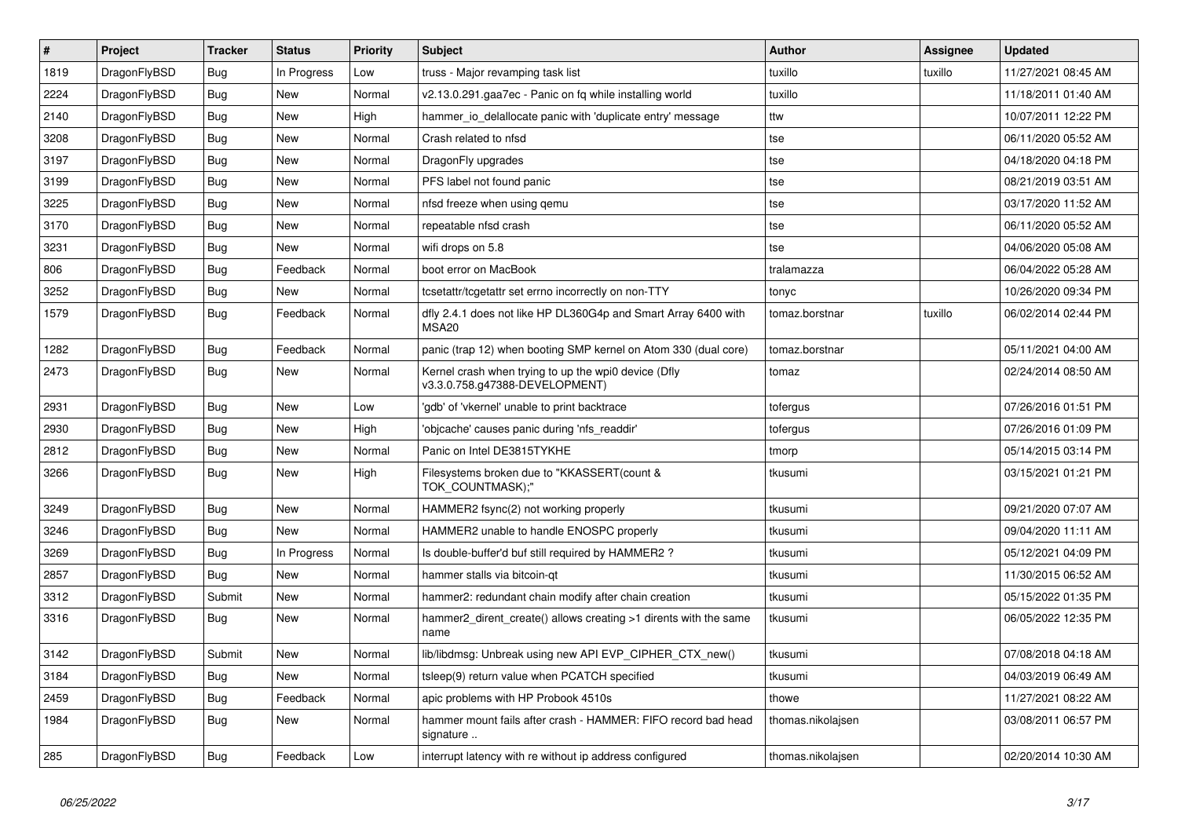| # | Project | Tracker | Status | Priority | Subject | Author | Assignee | Updated |
|---|---|---|---|---|---|---|---|---|
| 1819 | DragonFlyBSD | Bug | In Progress | Low | truss - Major revamping task list | tuxillo | tuxillo | 11/27/2021 08:45 AM |
| 2224 | DragonFlyBSD | Bug | New | Normal | v2.13.0.291.gaa7ec - Panic on fq while installing world | tuxillo | | 11/18/2011 01:40 AM |
| 2140 | DragonFlyBSD | Bug | New | High | hammer_io_delallocate panic with 'duplicate entry' message | ttw | | 10/07/2011 12:22 PM |
| 3208 | DragonFlyBSD | Bug | New | Normal | Crash related to nfsd | tse | | 06/11/2020 05:52 AM |
| 3197 | DragonFlyBSD | Bug | New | Normal | DragonFly upgrades | tse | | 04/18/2020 04:18 PM |
| 3199 | DragonFlyBSD | Bug | New | Normal | PFS label not found panic | tse | | 08/21/2019 03:51 AM |
| 3225 | DragonFlyBSD | Bug | New | Normal | nfsd freeze when using qemu | tse | | 03/17/2020 11:52 AM |
| 3170 | DragonFlyBSD | Bug | New | Normal | repeatable nfsd crash | tse | | 06/11/2020 05:52 AM |
| 3231 | DragonFlyBSD | Bug | New | Normal | wifi drops on 5.8 | tse | | 04/06/2020 05:08 AM |
| 806 | DragonFlyBSD | Bug | Feedback | Normal | boot error on MacBook | tralamazza | | 06/04/2022 05:28 AM |
| 3252 | DragonFlyBSD | Bug | New | Normal | tcsetattr/tcgetattr set errno incorrectly on non-TTY | tonyc | | 10/26/2020 09:34 PM |
| 1579 | DragonFlyBSD | Bug | Feedback | Normal | dfly 2.4.1 does not like HP DL360G4p and Smart Array 6400 with MSA20 | tomaz.borstnar | tuxillo | 06/02/2014 02:44 PM |
| 1282 | DragonFlyBSD | Bug | Feedback | Normal | panic (trap 12) when booting SMP kernel on Atom 330 (dual core) | tomaz.borstnar | | 05/11/2021 04:00 AM |
| 2473 | DragonFlyBSD | Bug | New | Normal | Kernel crash when trying to up the wpi0 device (Dfly v3.3.0.758.g47388-DEVELOPMENT) | tomaz | | 02/24/2014 08:50 AM |
| 2931 | DragonFlyBSD | Bug | New | Low | 'gdb' of 'vkernel' unable to print backtrace | tofergus | | 07/26/2016 01:51 PM |
| 2930 | DragonFlyBSD | Bug | New | High | 'objcache' causes panic during 'nfs_readdir' | tofergus | | 07/26/2016 01:09 PM |
| 2812 | DragonFlyBSD | Bug | New | Normal | Panic on Intel DE3815TYKHE | tmorp | | 05/14/2015 03:14 PM |
| 3266 | DragonFlyBSD | Bug | New | High | Filesystems broken due to "KKASSERT(count & TOK_COUNTMASK);" | tkusumi | | 03/15/2021 01:21 PM |
| 3249 | DragonFlyBSD | Bug | New | Normal | HAMMER2 fsync(2) not working properly | tkusumi | | 09/21/2020 07:07 AM |
| 3246 | DragonFlyBSD | Bug | New | Normal | HAMMER2 unable to handle ENOSPC properly | tkusumi | | 09/04/2020 11:11 AM |
| 3269 | DragonFlyBSD | Bug | In Progress | Normal | Is double-buffer'd buf still required by HAMMER2 ? | tkusumi | | 05/12/2021 04:09 PM |
| 2857 | DragonFlyBSD | Bug | New | Normal | hammer stalls via bitcoin-qt | tkusumi | | 11/30/2015 06:52 AM |
| 3312 | DragonFlyBSD | Submit | New | Normal | hammer2: redundant chain modify after chain creation | tkusumi | | 05/15/2022 01:35 PM |
| 3316 | DragonFlyBSD | Bug | New | Normal | hammer2_dirent_create() allows creating >1 dirents with the same name | tkusumi | | 06/05/2022 12:35 PM |
| 3142 | DragonFlyBSD | Submit | New | Normal | lib/libdmsg: Unbreak using new API EVP_CIPHER_CTX_new() | tkusumi | | 07/08/2018 04:18 AM |
| 3184 | DragonFlyBSD | Bug | New | Normal | tsleep(9) return value when PCATCH specified | tkusumi | | 04/03/2019 06:49 AM |
| 2459 | DragonFlyBSD | Bug | Feedback | Normal | apic problems with HP Probook 4510s | thowe | | 11/27/2021 08:22 AM |
| 1984 | DragonFlyBSD | Bug | New | Normal | hammer mount fails after crash - HAMMER: FIFO record bad head signature .. | thomas.nikolajsen | | 03/08/2011 06:57 PM |
| 285 | DragonFlyBSD | Bug | Feedback | Low | interrupt latency with re without ip address configured | thomas.nikolajsen | | 02/20/2014 10:30 AM |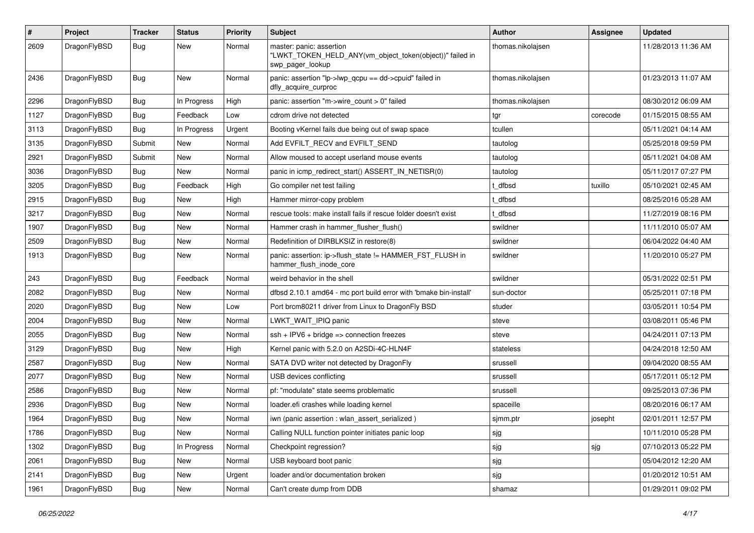| # | Project | Tracker | Status | Priority | Subject | Author | Assignee | Updated |
|---|---|---|---|---|---|---|---|---|
| 2609 | DragonFlyBSD | Bug | New | Normal | master: panic: assertion "LWKT_TOKEN_HELD_ANY(vm_object_token(object))" failed in swp_pager_lookup | thomas.nikolajsen | | 11/28/2013 11:36 AM |
| 2436 | DragonFlyBSD | Bug | New | Normal | panic: assertion "lp->lwp_qcpu == dd->cpuid" failed in dfly_acquire_curproc | thomas.nikolajsen | | 01/23/2013 11:07 AM |
| 2296 | DragonFlyBSD | Bug | In Progress | High | panic: assertion "m->wire_count > 0" failed | thomas.nikolajsen | | 08/30/2012 06:09 AM |
| 1127 | DragonFlyBSD | Bug | Feedback | Low | cdrom drive not detected | tgr | corecode | 01/15/2015 08:55 AM |
| 3113 | DragonFlyBSD | Bug | In Progress | Urgent | Booting vKernel fails due being out of swap space | tcullen | | 05/11/2021 04:14 AM |
| 3135 | DragonFlyBSD | Submit | New | Normal | Add EVFILT_RECV and EVFILT_SEND | tautolog | | 05/25/2018 09:59 PM |
| 2921 | DragonFlyBSD | Submit | New | Normal | Allow moused to accept userland mouse events | tautolog | | 05/11/2021 04:08 AM |
| 3036 | DragonFlyBSD | Bug | New | Normal | panic in icmp_redirect_start() ASSERT_IN_NETISR(0) | tautolog | | 05/11/2017 07:27 PM |
| 3205 | DragonFlyBSD | Bug | Feedback | High | Go compiler net test failing | t_dfbsd | tuxillo | 05/10/2021 02:45 AM |
| 2915 | DragonFlyBSD | Bug | New | High | Hammer mirror-copy problem | t_dfbsd | | 08/25/2016 05:28 AM |
| 3217 | DragonFlyBSD | Bug | New | Normal | rescue tools: make install fails if rescue folder doesn't exist | t_dfbsd | | 11/27/2019 08:16 PM |
| 1907 | DragonFlyBSD | Bug | New | Normal | Hammer crash in hammer_flusher_flush() | swildner | | 11/11/2010 05:07 AM |
| 2509 | DragonFlyBSD | Bug | New | Normal | Redefinition of DIRBLKSIZ in restore(8) | swildner | | 06/04/2022 04:40 AM |
| 1913 | DragonFlyBSD | Bug | New | Normal | panic: assertion: ip->flush_state != HAMMER_FST_FLUSH in hammer_flush_inode_core | swildner | | 11/20/2010 05:27 PM |
| 243 | DragonFlyBSD | Bug | Feedback | Normal | weird behavior in the shell | swildner | | 05/31/2022 02:51 PM |
| 2082 | DragonFlyBSD | Bug | New | Normal | dfbsd 2.10.1 amd64 - mc port build error with 'bmake bin-install' | sun-doctor | | 05/25/2011 07:18 PM |
| 2020 | DragonFlyBSD | Bug | New | Low | Port brcm80211 driver from Linux to DragonFly BSD | studer | | 03/05/2011 10:54 PM |
| 2004 | DragonFlyBSD | Bug | New | Normal | LWKT_WAIT_IPIQ panic | steve | | 03/08/2011 05:46 PM |
| 2055 | DragonFlyBSD | Bug | New | Normal | ssh + IPV6 + bridge => connection freezes | steve | | 04/24/2011 07:13 PM |
| 3129 | DragonFlyBSD | Bug | New | High | Kernel panic with 5.2.0 on A2SDi-4C-HLN4F | stateless | | 04/24/2018 12:50 AM |
| 2587 | DragonFlyBSD | Bug | New | Normal | SATA DVD writer not detected by DragonFly | srussell | | 09/04/2020 08:55 AM |
| 2077 | DragonFlyBSD | Bug | New | Normal | USB devices conflicting | srussell | | 05/17/2011 05:12 PM |
| 2586 | DragonFlyBSD | Bug | New | Normal | pf: "modulate" state seems problematic | srussell | | 09/25/2013 07:36 PM |
| 2936 | DragonFlyBSD | Bug | New | Normal | loader.efi crashes while loading kernel | spaceille | | 08/20/2016 06:17 AM |
| 1964 | DragonFlyBSD | Bug | New | Normal | iwn (panic assertion : wlan_assert_serialized ) | sjmm.ptr | josepht | 02/01/2011 12:57 PM |
| 1786 | DragonFlyBSD | Bug | New | Normal | Calling NULL function pointer initiates panic loop | sjg | | 10/11/2010 05:28 PM |
| 1302 | DragonFlyBSD | Bug | In Progress | Normal | Checkpoint regression? | sjg | sjg | 07/10/2013 05:22 PM |
| 2061 | DragonFlyBSD | Bug | New | Normal | USB keyboard boot panic | sjg | | 05/04/2012 12:20 AM |
| 2141 | DragonFlyBSD | Bug | New | Urgent | loader and/or documentation broken | sjg | | 01/20/2012 10:51 AM |
| 1961 | DragonFlyBSD | Bug | New | Normal | Can't create dump from DDB | shamaz | | 01/29/2011 09:02 PM |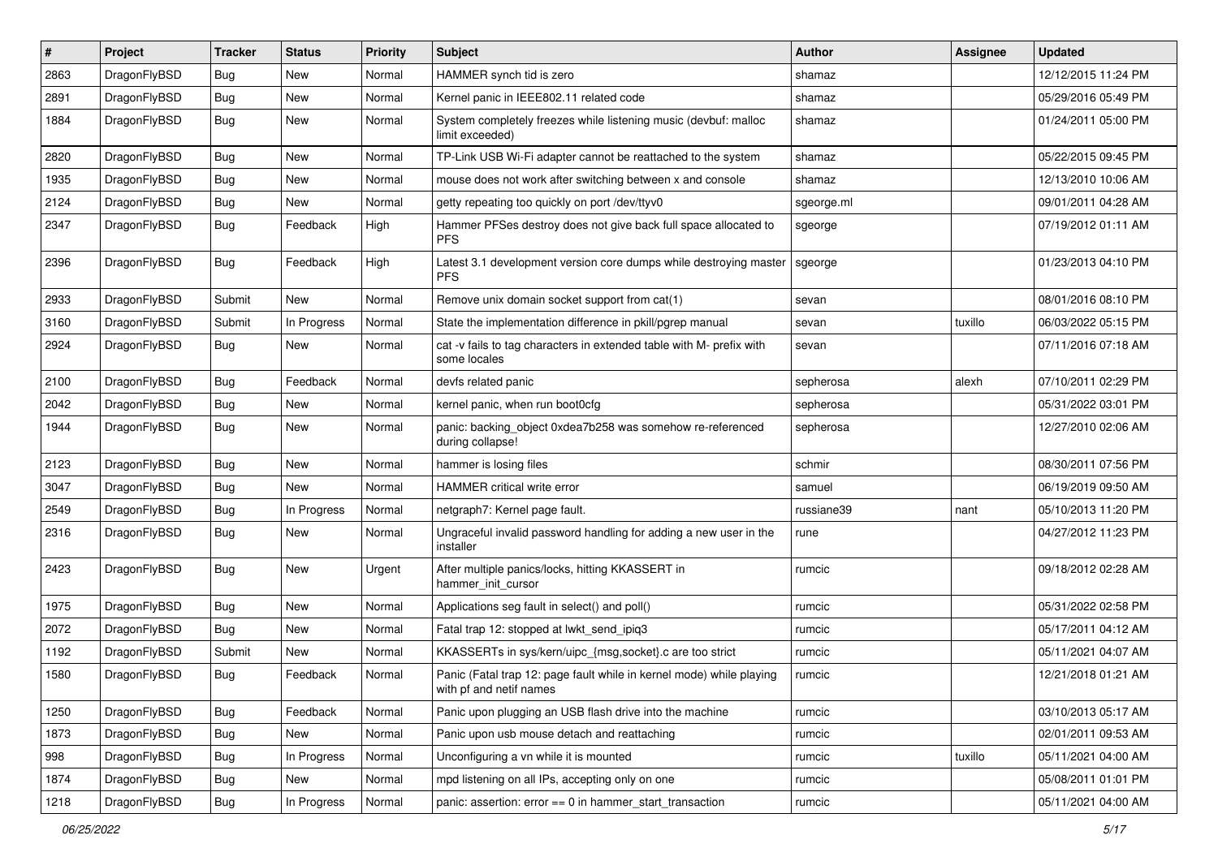| # | Project | Tracker | Status | Priority | Subject | Author | Assignee | Updated |
|---|---|---|---|---|---|---|---|---|
| 2863 | DragonFlyBSD | Bug | New | Normal | HAMMER synch tid is zero | shamaz | | 12/12/2015 11:24 PM |
| 2891 | DragonFlyBSD | Bug | New | Normal | Kernel panic in IEEE802.11 related code | shamaz | | 05/29/2016 05:49 PM |
| 1884 | DragonFlyBSD | Bug | New | Normal | System completely freezes while listening music (devbuf: malloc limit exceeded) | shamaz | | 01/24/2011 05:00 PM |
| 2820 | DragonFlyBSD | Bug | New | Normal | TP-Link USB Wi-Fi adapter cannot be reattached to the system | shamaz | | 05/22/2015 09:45 PM |
| 1935 | DragonFlyBSD | Bug | New | Normal | mouse does not work after switching between x and console | shamaz | | 12/13/2010 10:06 AM |
| 2124 | DragonFlyBSD | Bug | New | Normal | getty repeating too quickly on port /dev/ttyv0 | sgeorge.ml | | 09/01/2011 04:28 AM |
| 2347 | DragonFlyBSD | Bug | Feedback | High | Hammer PFSes destroy does not give back full space allocated to PFS | sgeorge | | 07/19/2012 01:11 AM |
| 2396 | DragonFlyBSD | Bug | Feedback | High | Latest 3.1 development version core dumps while destroying master PFS | sgeorge | | 01/23/2013 04:10 PM |
| 2933 | DragonFlyBSD | Submit | New | Normal | Remove unix domain socket support from cat(1) | sevan | | 08/01/2016 08:10 PM |
| 3160 | DragonFlyBSD | Submit | In Progress | Normal | State the implementation difference in pkill/pgrep manual | sevan | tuxillo | 06/03/2022 05:15 PM |
| 2924 | DragonFlyBSD | Bug | New | Normal | cat -v fails to tag characters in extended table with M- prefix with some locales | sevan | | 07/11/2016 07:18 AM |
| 2100 | DragonFlyBSD | Bug | Feedback | Normal | devfs related panic | sepherosa | alexh | 07/10/2011 02:29 PM |
| 2042 | DragonFlyBSD | Bug | New | Normal | kernel panic, when run boot0cfg | sepherosa | | 05/31/2022 03:01 PM |
| 1944 | DragonFlyBSD | Bug | New | Normal | panic: backing_object 0xdea7b258 was somehow re-referenced during collapse! | sepherosa | | 12/27/2010 02:06 AM |
| 2123 | DragonFlyBSD | Bug | New | Normal | hammer is losing files | schmir | | 08/30/2011 07:56 PM |
| 3047 | DragonFlyBSD | Bug | New | Normal | HAMMER critical write error | samuel | | 06/19/2019 09:50 AM |
| 2549 | DragonFlyBSD | Bug | In Progress | Normal | netgraph7: Kernel page fault. | russiane39 | nant | 05/10/2013 11:20 PM |
| 2316 | DragonFlyBSD | Bug | New | Normal | Ungraceful invalid password handling for adding a new user in the installer | rune | | 04/27/2012 11:23 PM |
| 2423 | DragonFlyBSD | Bug | New | Urgent | After multiple panics/locks, hitting KKASSERT in hammer_init_cursor | rumcic | | 09/18/2012 02:28 AM |
| 1975 | DragonFlyBSD | Bug | New | Normal | Applications seg fault in select() and poll() | rumcic | | 05/31/2022 02:58 PM |
| 2072 | DragonFlyBSD | Bug | New | Normal | Fatal trap 12: stopped at lwkt_send_ipiq3 | rumcic | | 05/17/2011 04:12 AM |
| 1192 | DragonFlyBSD | Submit | New | Normal | KKASSERTs in sys/kern/uipc_{msg,socket}.c are too strict | rumcic | | 05/11/2021 04:07 AM |
| 1580 | DragonFlyBSD | Bug | Feedback | Normal | Panic (Fatal trap 12: page fault while in kernel mode) while playing with pf and netif names | rumcic | | 12/21/2018 01:21 AM |
| 1250 | DragonFlyBSD | Bug | Feedback | Normal | Panic upon plugging an USB flash drive into the machine | rumcic | | 03/10/2013 05:17 AM |
| 1873 | DragonFlyBSD | Bug | New | Normal | Panic upon usb mouse detach and reattaching | rumcic | | 02/01/2011 09:53 AM |
| 998 | DragonFlyBSD | Bug | In Progress | Normal | Unconfiguring a vn while it is mounted | rumcic | tuxillo | 05/11/2021 04:00 AM |
| 1874 | DragonFlyBSD | Bug | New | Normal | mpd listening on all IPs, accepting only on one | rumcic | | 05/08/2011 01:01 PM |
| 1218 | DragonFlyBSD | Bug | In Progress | Normal | panic: assertion: error == 0 in hammer_start_transaction | rumcic | | 05/11/2021 04:00 AM |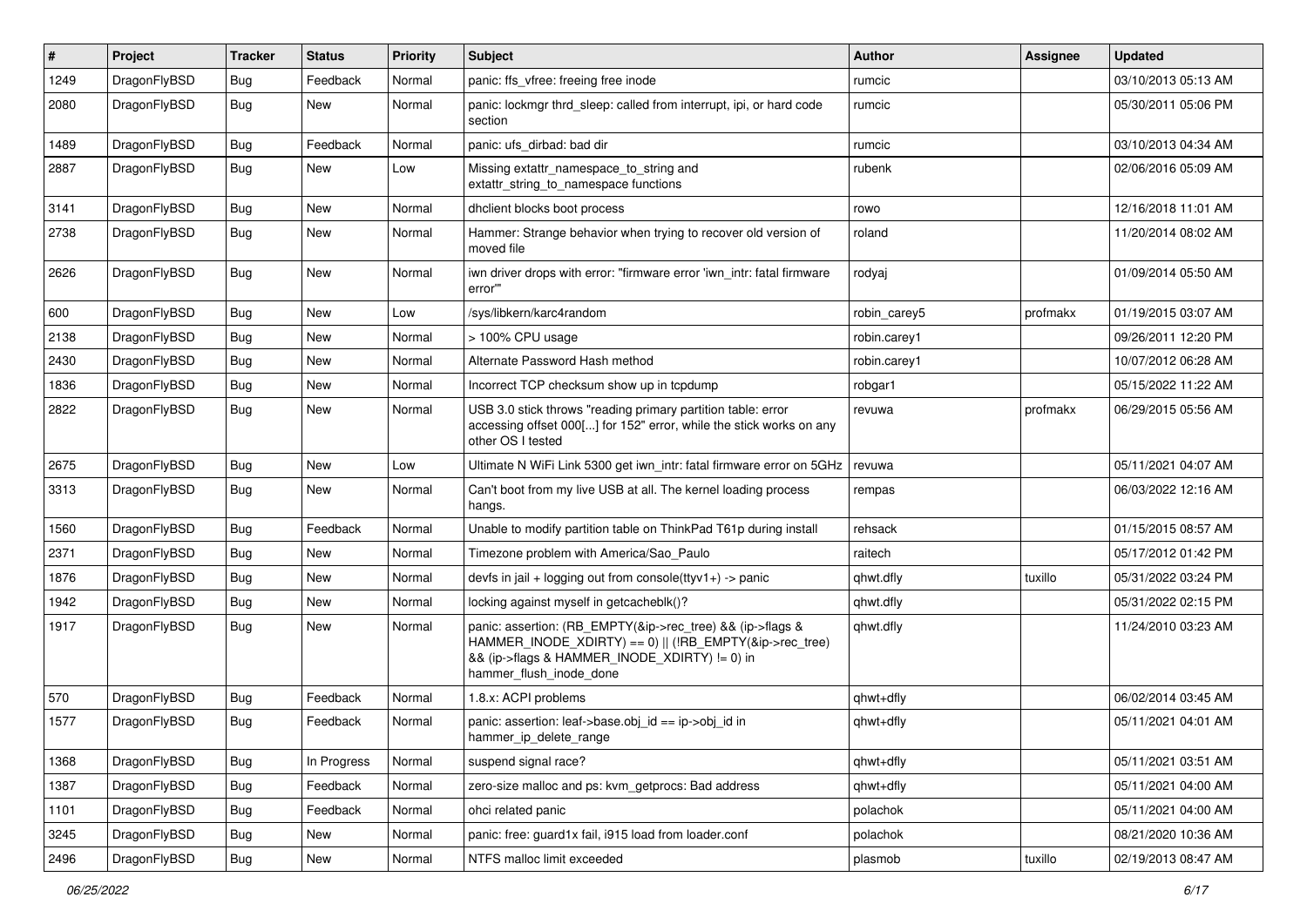| # | Project | Tracker | Status | Priority | Subject | Author | Assignee | Updated |
|---|---|---|---|---|---|---|---|---|
| 1249 | DragonFlyBSD | Bug | Feedback | Normal | panic: ffs_vfree: freeing free inode | rumcic | | 03/10/2013 05:13 AM |
| 2080 | DragonFlyBSD | Bug | New | Normal | panic: lockmgr thrd_sleep: called from interrupt, ipi, or hard code section | rumcic | | 05/30/2011 05:06 PM |
| 1489 | DragonFlyBSD | Bug | Feedback | Normal | panic: ufs_dirbad: bad dir | rumcic | | 03/10/2013 04:34 AM |
| 2887 | DragonFlyBSD | Bug | New | Low | Missing extattr_namespace_to_string and extattr_string_to_namespace functions | rubenk | | 02/06/2016 05:09 AM |
| 3141 | DragonFlyBSD | Bug | New | Normal | dhclient blocks boot process | rowo | | 12/16/2018 11:01 AM |
| 2738 | DragonFlyBSD | Bug | New | Normal | Hammer: Strange behavior when trying to recover old version of moved file | roland | | 11/20/2014 08:02 AM |
| 2626 | DragonFlyBSD | Bug | New | Normal | iwn driver drops with error: "firmware error 'iwn_intr: fatal firmware error'" | rodyaj | | 01/09/2014 05:50 AM |
| 600 | DragonFlyBSD | Bug | New | Low | /sys/libkern/karc4random | robin_carey5 | profmakx | 01/19/2015 03:07 AM |
| 2138 | DragonFlyBSD | Bug | New | Normal | > 100% CPU usage | robin.carey1 | | 09/26/2011 12:20 PM |
| 2430 | DragonFlyBSD | Bug | New | Normal | Alternate Password Hash method | robin.carey1 | | 10/07/2012 06:28 AM |
| 1836 | DragonFlyBSD | Bug | New | Normal | Incorrect TCP checksum show up in tcpdump | robgar1 | | 05/15/2022 11:22 AM |
| 2822 | DragonFlyBSD | Bug | New | Normal | USB 3.0 stick throws "reading primary partition table: error accessing offset 000[...] for 152" error, while the stick works on any other OS I tested | revuwa | profmakx | 06/29/2015 05:56 AM |
| 2675 | DragonFlyBSD | Bug | New | Low | Ultimate N WiFi Link 5300 get iwn_intr: fatal firmware error on 5GHz | revuwa | | 05/11/2021 04:07 AM |
| 3313 | DragonFlyBSD | Bug | New | Normal | Can't boot from my live USB at all. The kernel loading process hangs. | rempas | | 06/03/2022 12:16 AM |
| 1560 | DragonFlyBSD | Bug | Feedback | Normal | Unable to modify partition table on ThinkPad T61p during install | rehsack | | 01/15/2015 08:57 AM |
| 2371 | DragonFlyBSD | Bug | New | Normal | Timezone problem with America/Sao_Paulo | raitech | | 05/17/2012 01:42 PM |
| 1876 | DragonFlyBSD | Bug | New | Normal | devfs in jail + logging out from console(ttyv1+) -> panic | qhwt.dfly | tuxillo | 05/31/2022 03:24 PM |
| 1942 | DragonFlyBSD | Bug | New | Normal | locking against myself in getcacheblk()? | qhwt.dfly | | 05/31/2022 02:15 PM |
| 1917 | DragonFlyBSD | Bug | New | Normal | panic: assertion: (RB_EMPTY(&ip->rec_tree) && (ip->flags & HAMMER_INODE_XDIRTY) == 0) \|\| (!RB_EMPTY(&ip->rec_tree) && (ip->flags & HAMMER_INODE_XDIRTY) != 0) in hammer_flush_inode_done | qhwt.dfly | | 11/24/2010 03:23 AM |
| 570 | DragonFlyBSD | Bug | Feedback | Normal | 1.8.x: ACPI problems | qhwt+dfly | | 06/02/2014 03:45 AM |
| 1577 | DragonFlyBSD | Bug | Feedback | Normal | panic: assertion: leaf->base.obj_id == ip->obj_id in hammer_ip_delete_range | qhwt+dfly | | 05/11/2021 04:01 AM |
| 1368 | DragonFlyBSD | Bug | In Progress | Normal | suspend signal race? | qhwt+dfly | | 05/11/2021 03:51 AM |
| 1387 | DragonFlyBSD | Bug | Feedback | Normal | zero-size malloc and ps: kvm_getprocs: Bad address | qhwt+dfly | | 05/11/2021 04:00 AM |
| 1101 | DragonFlyBSD | Bug | Feedback | Normal | ohci related panic | polachok | | 05/11/2021 04:00 AM |
| 3245 | DragonFlyBSD | Bug | New | Normal | panic: free: guard1x fail, i915 load from loader.conf | polachok | | 08/21/2020 10:36 AM |
| 2496 | DragonFlyBSD | Bug | New | Normal | NTFS malloc limit exceeded | plasmob | tuxillo | 02/19/2013 08:47 AM |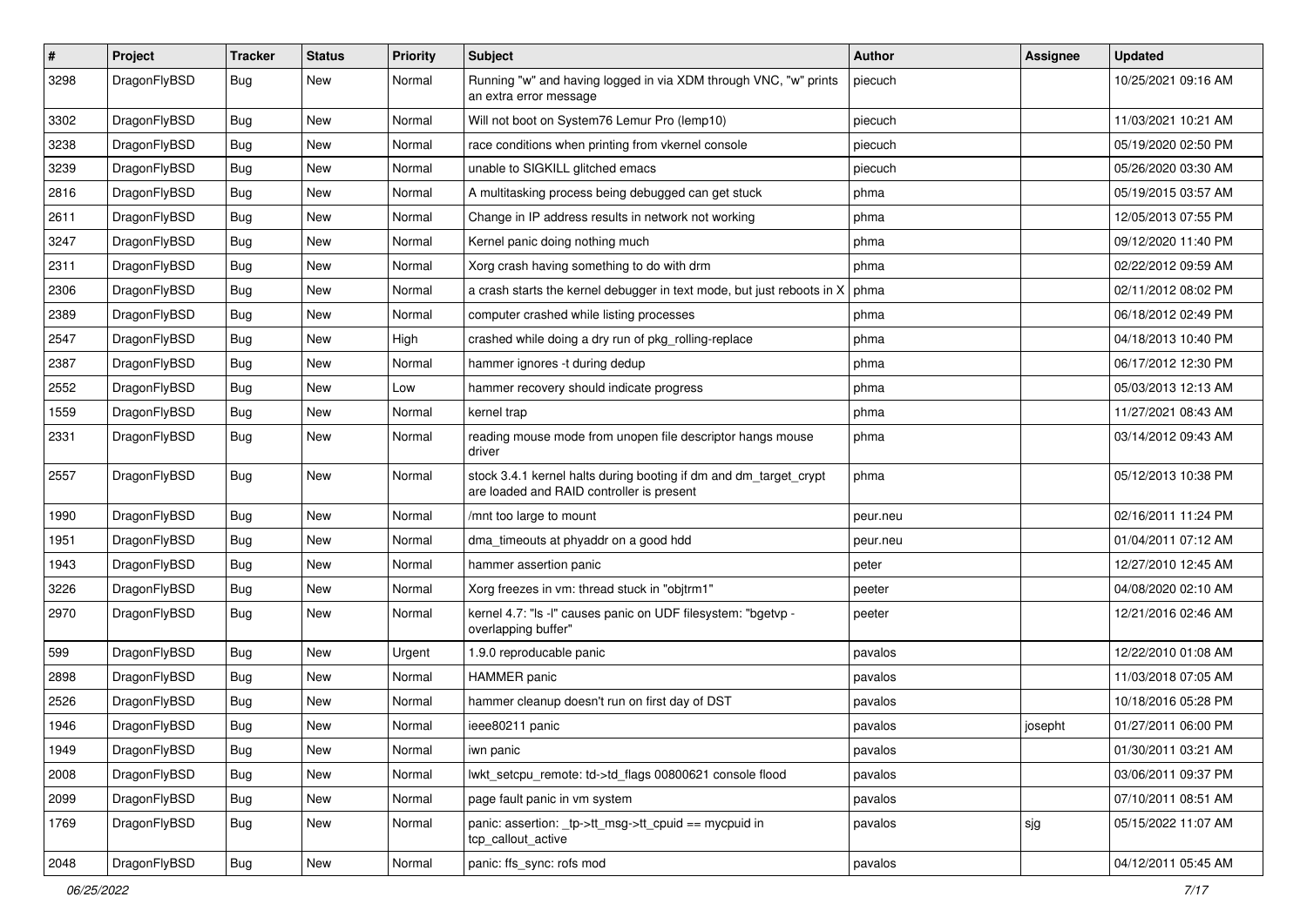| # | Project | Tracker | Status | Priority | Subject | Author | Assignee | Updated |
|---|---|---|---|---|---|---|---|---|
| 3298 | DragonFlyBSD | Bug | New | Normal | Running "w" and having logged in via XDM through VNC, "w" prints an extra error message | piecuch | | 10/25/2021 09:16 AM |
| 3302 | DragonFlyBSD | Bug | New | Normal | Will not boot on System76 Lemur Pro (lemp10) | piecuch | | 11/03/2021 10:21 AM |
| 3238 | DragonFlyBSD | Bug | New | Normal | race conditions when printing from vkernel console | piecuch | | 05/19/2020 02:50 PM |
| 3239 | DragonFlyBSD | Bug | New | Normal | unable to SIGKILL glitched emacs | piecuch | | 05/26/2020 03:30 AM |
| 2816 | DragonFlyBSD | Bug | New | Normal | A multitasking process being debugged can get stuck | phma | | 05/19/2015 03:57 AM |
| 2611 | DragonFlyBSD | Bug | New | Normal | Change in IP address results in network not working | phma | | 12/05/2013 07:55 PM |
| 3247 | DragonFlyBSD | Bug | New | Normal | Kernel panic doing nothing much | phma | | 09/12/2020 11:40 PM |
| 2311 | DragonFlyBSD | Bug | New | Normal | Xorg crash having something to do with drm | phma | | 02/22/2012 09:59 AM |
| 2306 | DragonFlyBSD | Bug | New | Normal | a crash starts the kernel debugger in text mode, but just reboots in X | phma | | 02/11/2012 08:02 PM |
| 2389 | DragonFlyBSD | Bug | New | Normal | computer crashed while listing processes | phma | | 06/18/2012 02:49 PM |
| 2547 | DragonFlyBSD | Bug | New | High | crashed while doing a dry run of pkg_rolling-replace | phma | | 04/18/2013 10:40 PM |
| 2387 | DragonFlyBSD | Bug | New | Normal | hammer ignores -t during dedup | phma | | 06/17/2012 12:30 PM |
| 2552 | DragonFlyBSD | Bug | New | Low | hammer recovery should indicate progress | phma | | 05/03/2013 12:13 AM |
| 1559 | DragonFlyBSD | Bug | New | Normal | kernel trap | phma | | 11/27/2021 08:43 AM |
| 2331 | DragonFlyBSD | Bug | New | Normal | reading mouse mode from unopen file descriptor hangs mouse driver | phma | | 03/14/2012 09:43 AM |
| 2557 | DragonFlyBSD | Bug | New | Normal | stock 3.4.1 kernel halts during booting if dm and dm_target_crypt are loaded and RAID controller is present | phma | | 05/12/2013 10:38 PM |
| 1990 | DragonFlyBSD | Bug | New | Normal | /mnt too large to mount | peur.neu | | 02/16/2011 11:24 PM |
| 1951 | DragonFlyBSD | Bug | New | Normal | dma_timeouts at phyaddr on a good hdd | peur.neu | | 01/04/2011 07:12 AM |
| 1943 | DragonFlyBSD | Bug | New | Normal | hammer assertion panic | peter | | 12/27/2010 12:45 AM |
| 3226 | DragonFlyBSD | Bug | New | Normal | Xorg freezes in vm: thread stuck in "objtrm1" | peeter | | 04/08/2020 02:10 AM |
| 2970 | DragonFlyBSD | Bug | New | Normal | kernel 4.7: "ls -l" causes panic on UDF filesystem: "bgetvp - overlapping buffer" | peeter | | 12/21/2016 02:46 AM |
| 599 | DragonFlyBSD | Bug | New | Urgent | 1.9.0 reproducable panic | pavalos | | 12/22/2010 01:08 AM |
| 2898 | DragonFlyBSD | Bug | New | Normal | HAMMER panic | pavalos | | 11/03/2018 07:05 AM |
| 2526 | DragonFlyBSD | Bug | New | Normal | hammer cleanup doesn't run on first day of DST | pavalos | | 10/18/2016 05:28 PM |
| 1946 | DragonFlyBSD | Bug | New | Normal | ieee80211 panic | pavalos | josepht | 01/27/2011 06:00 PM |
| 1949 | DragonFlyBSD | Bug | New | Normal | iwn panic | pavalos | | 01/30/2011 03:21 AM |
| 2008 | DragonFlyBSD | Bug | New | Normal | lwkt_setcpu_remote: td->td_flags 00800621 console flood | pavalos | | 03/06/2011 09:37 PM |
| 2099 | DragonFlyBSD | Bug | New | Normal | page fault panic in vm system | pavalos | | 07/10/2011 08:51 AM |
| 1769 | DragonFlyBSD | Bug | New | Normal | panic: assertion: _tp->tt_msg->tt_cpuid == mycpuid in tcp_callout_active | pavalos | sjg | 05/15/2022 11:07 AM |
| 2048 | DragonFlyBSD | Bug | New | Normal | panic: ffs_sync: rofs mod | pavalos | | 04/12/2011 05:45 AM |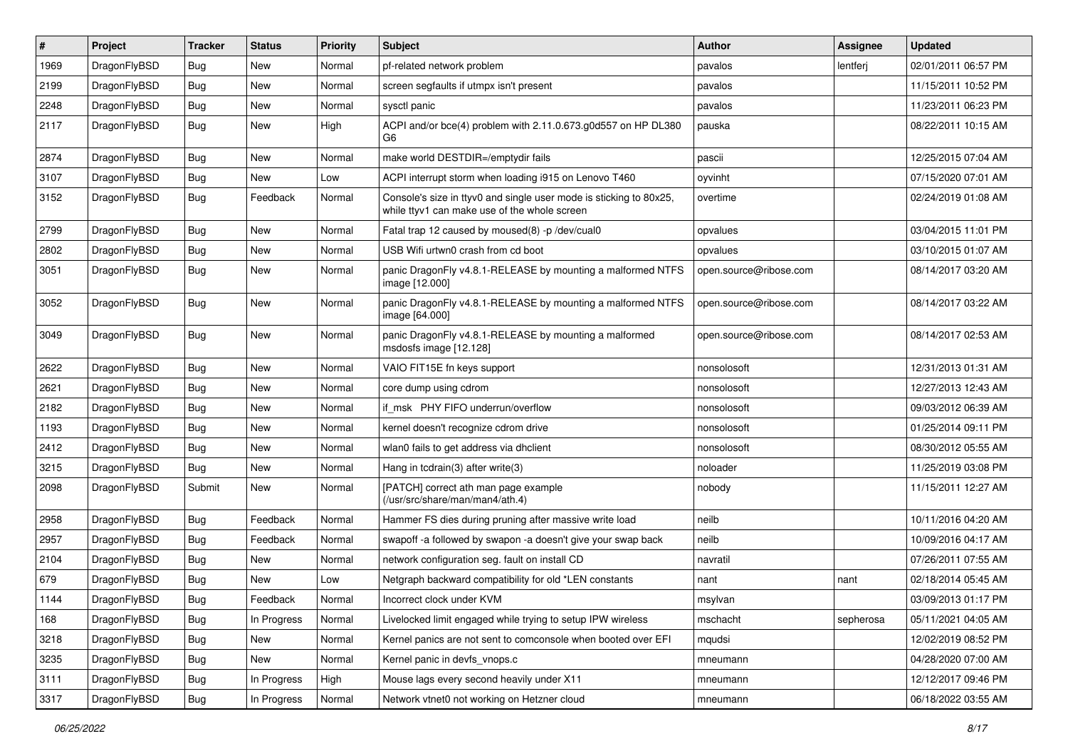| # | Project | Tracker | Status | Priority | Subject | Author | Assignee | Updated |
|---|---|---|---|---|---|---|---|---|
| 1969 | DragonFlyBSD | Bug | New | Normal | pf-related network problem | pavalos | lentferj | 02/01/2011 06:57 PM |
| 2199 | DragonFlyBSD | Bug | New | Normal | screen segfaults if utmpx isn't present | pavalos | | 11/15/2011 10:52 PM |
| 2248 | DragonFlyBSD | Bug | New | Normal | sysctl panic | pavalos | | 11/23/2011 06:23 PM |
| 2117 | DragonFlyBSD | Bug | New | High | ACPI and/or bce(4) problem with 2.11.0.673.g0d557 on HP DL380 G6 | pauska | | 08/22/2011 10:15 AM |
| 2874 | DragonFlyBSD | Bug | New | Normal | make world DESTDIR=/emptydir fails | pascii | | 12/25/2015 07:04 AM |
| 3107 | DragonFlyBSD | Bug | New | Low | ACPI interrupt storm when loading i915 on Lenovo T460 | oyvinht | | 07/15/2020 07:01 AM |
| 3152 | DragonFlyBSD | Bug | Feedback | Normal | Console's size in ttyv0 and single user mode is sticking to 80x25, while ttyv1 can make use of the whole screen | overtime | | 02/24/2019 01:08 AM |
| 2799 | DragonFlyBSD | Bug | New | Normal | Fatal trap 12 caused by moused(8) -p /dev/cual0 | opvalues | | 03/04/2015 11:01 PM |
| 2802 | DragonFlyBSD | Bug | New | Normal | USB Wifi urtwn0 crash from cd boot | opvalues | | 03/10/2015 01:07 AM |
| 3051 | DragonFlyBSD | Bug | New | Normal | panic DragonFly v4.8.1-RELEASE by mounting a malformed NTFS image [12.000] | open.source@ribose.com | | 08/14/2017 03:20 AM |
| 3052 | DragonFlyBSD | Bug | New | Normal | panic DragonFly v4.8.1-RELEASE by mounting a malformed NTFS image [64.000] | open.source@ribose.com | | 08/14/2017 03:22 AM |
| 3049 | DragonFlyBSD | Bug | New | Normal | panic DragonFly v4.8.1-RELEASE by mounting a malformed msdosfs image [12.128] | open.source@ribose.com | | 08/14/2017 02:53 AM |
| 2622 | DragonFlyBSD | Bug | New | Normal | VAIO FIT15E fn keys support | nonsolosoft | | 12/31/2013 01:31 AM |
| 2621 | DragonFlyBSD | Bug | New | Normal | core dump using cdrom | nonsolosoft | | 12/27/2013 12:43 AM |
| 2182 | DragonFlyBSD | Bug | New | Normal | if_msk PHY FIFO underrun/overflow | nonsolosoft | | 09/03/2012 06:39 AM |
| 1193 | DragonFlyBSD | Bug | New | Normal | kernel doesn't recognize cdrom drive | nonsolosoft | | 01/25/2014 09:11 PM |
| 2412 | DragonFlyBSD | Bug | New | Normal | wlan0 fails to get address via dhclient | nonsolosoft | | 08/30/2012 05:55 AM |
| 3215 | DragonFlyBSD | Bug | New | Normal | Hang in tcdrain(3) after write(3) | noloader | | 11/25/2019 03:08 PM |
| 2098 | DragonFlyBSD | Submit | New | Normal | [PATCH] correct ath man page example (/usr/src/share/man/man4/ath.4) | nobody | | 11/15/2011 12:27 AM |
| 2958 | DragonFlyBSD | Bug | Feedback | Normal | Hammer FS dies during pruning after massive write load | neilb | | 10/11/2016 04:20 AM |
| 2957 | DragonFlyBSD | Bug | Feedback | Normal | swapoff -a followed by swapon -a doesn't give your swap back | neilb | | 10/09/2016 04:17 AM |
| 2104 | DragonFlyBSD | Bug | New | Normal | network configuration seg. fault on install CD | navratil | | 07/26/2011 07:55 AM |
| 679 | DragonFlyBSD | Bug | New | Low | Netgraph backward compatibility for old *LEN constants | nant | nant | 02/18/2014 05:45 AM |
| 1144 | DragonFlyBSD | Bug | Feedback | Normal | Incorrect clock under KVM | msylvan | | 03/09/2013 01:17 PM |
| 168 | DragonFlyBSD | Bug | In Progress | Normal | Livelocked limit engaged while trying to setup IPW wireless | mschacht | sepherosa | 05/11/2021 04:05 AM |
| 3218 | DragonFlyBSD | Bug | New | Normal | Kernel panics are not sent to comconsole when booted over EFI | mqudsi | | 12/02/2019 08:52 PM |
| 3235 | DragonFlyBSD | Bug | New | Normal | Kernel panic in devfs_vnops.c | mneumann | | 04/28/2020 07:00 AM |
| 3111 | DragonFlyBSD | Bug | In Progress | High | Mouse lags every second heavily under X11 | mneumann | | 12/12/2017 09:46 PM |
| 3317 | DragonFlyBSD | Bug | In Progress | Normal | Network vtnet0 not working on Hetzner cloud | mneumann | | 06/18/2022 03:55 AM |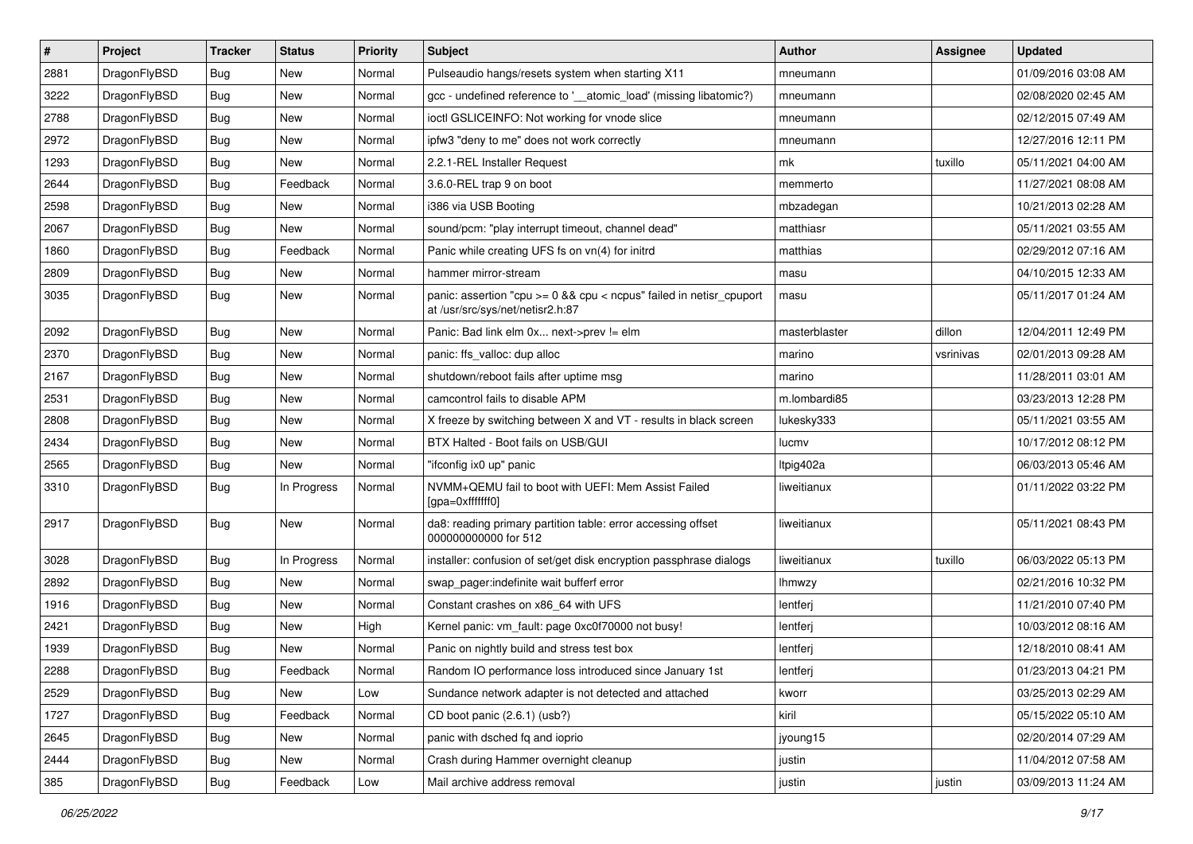| # | Project | Tracker | Status | Priority | Subject | Author | Assignee | Updated |
|---|---|---|---|---|---|---|---|---|
| 2881 | DragonFlyBSD | Bug | New | Normal | Pulseaudio hangs/resets system when starting X11 | mneumann | | 01/09/2016 03:08 AM |
| 3222 | DragonFlyBSD | Bug | New | Normal | gcc - undefined reference to '__atomic_load' (missing libatomic?) | mneumann | | 02/08/2020 02:45 AM |
| 2788 | DragonFlyBSD | Bug | New | Normal | ioctl GSLICEINFO: Not working for vnode slice | mneumann | | 02/12/2015 07:49 AM |
| 2972 | DragonFlyBSD | Bug | New | Normal | ipfw3 "deny to me" does not work correctly | mneumann | | 12/27/2016 12:11 PM |
| 1293 | DragonFlyBSD | Bug | New | Normal | 2.2.1-REL Installer Request | mk | tuxillo | 05/11/2021 04:00 AM |
| 2644 | DragonFlyBSD | Bug | Feedback | Normal | 3.6.0-REL trap 9 on boot | memmerto | | 11/27/2021 08:08 AM |
| 2598 | DragonFlyBSD | Bug | New | Normal | i386 via USB Booting | mbzadegan | | 10/21/2013 02:28 AM |
| 2067 | DragonFlyBSD | Bug | New | Normal | sound/pcm: "play interrupt timeout, channel dead" | matthiasr | | 05/11/2021 03:55 AM |
| 1860 | DragonFlyBSD | Bug | Feedback | Normal | Panic while creating UFS fs on vn(4) for initrd | matthias | | 02/29/2012 07:16 AM |
| 2809 | DragonFlyBSD | Bug | New | Normal | hammer mirror-stream | masu | | 04/10/2015 12:33 AM |
| 3035 | DragonFlyBSD | Bug | New | Normal | panic: assertion "cpu >= 0 && cpu < ncpus" failed in netisr_cpuport at /usr/src/sys/net/netisr2.h:87 | masu | | 05/11/2017 01:24 AM |
| 2092 | DragonFlyBSD | Bug | New | Normal | Panic: Bad link elm 0x... next->prev != elm | masterblaster | dillon | 12/04/2011 12:49 PM |
| 2370 | DragonFlyBSD | Bug | New | Normal | panic: ffs_valloc: dup alloc | marino | vsrinivas | 02/01/2013 09:28 AM |
| 2167 | DragonFlyBSD | Bug | New | Normal | shutdown/reboot fails after uptime msg | marino | | 11/28/2011 03:01 AM |
| 2531 | DragonFlyBSD | Bug | New | Normal | camcontrol fails to disable APM | m.lombardi85 | | 03/23/2013 12:28 PM |
| 2808 | DragonFlyBSD | Bug | New | Normal | X freeze by switching between X and VT - results in black screen | lukesky333 | | 05/11/2021 03:55 AM |
| 2434 | DragonFlyBSD | Bug | New | Normal | BTX Halted - Boot fails on USB/GUI | lucmv | | 10/17/2012 08:12 PM |
| 2565 | DragonFlyBSD | Bug | New | Normal | "ifconfig ix0 up" panic | ltpig402a | | 06/03/2013 05:46 AM |
| 3310 | DragonFlyBSD | Bug | In Progress | Normal | NVMM+QEMU fail to boot with UEFI: Mem Assist Failed [gpa=0xfffffff0] | liweitianux | | 01/11/2022 03:22 PM |
| 2917 | DragonFlyBSD | Bug | New | Normal | da8: reading primary partition table: error accessing offset 000000000000 for 512 | liweitianux | | 05/11/2021 08:43 PM |
| 3028 | DragonFlyBSD | Bug | In Progress | Normal | installer: confusion of set/get disk encryption passphrase dialogs | liweitianux | tuxillo | 06/03/2022 05:13 PM |
| 2892 | DragonFlyBSD | Bug | New | Normal | swap_pager:indefinite wait bufferf error | lhmwzy | | 02/21/2016 10:32 PM |
| 1916 | DragonFlyBSD | Bug | New | Normal | Constant crashes on x86_64 with UFS | lentferj | | 11/21/2010 07:40 PM |
| 2421 | DragonFlyBSD | Bug | New | High | Kernel panic: vm_fault: page 0xc0f70000 not busy! | lentferj | | 10/03/2012 08:16 AM |
| 1939 | DragonFlyBSD | Bug | New | Normal | Panic on nightly build and stress test box | lentferj | | 12/18/2010 08:41 AM |
| 2288 | DragonFlyBSD | Bug | Feedback | Normal | Random IO performance loss introduced since January 1st | lentferj | | 01/23/2013 04:21 PM |
| 2529 | DragonFlyBSD | Bug | New | Low | Sundance network adapter is not detected and attached | kworr | | 03/25/2013 02:29 AM |
| 1727 | DragonFlyBSD | Bug | Feedback | Normal | CD boot panic (2.6.1) (usb?) | kiril | | 05/15/2022 05:10 AM |
| 2645 | DragonFlyBSD | Bug | New | Normal | panic with dsched fq and ioprio | jyoung15 | | 02/20/2014 07:29 AM |
| 2444 | DragonFlyBSD | Bug | New | Normal | Crash during Hammer overnight cleanup | justin | | 11/04/2012 07:58 AM |
| 385 | DragonFlyBSD | Bug | Feedback | Low | Mail archive address removal | justin | justin | 03/09/2013 11:24 AM |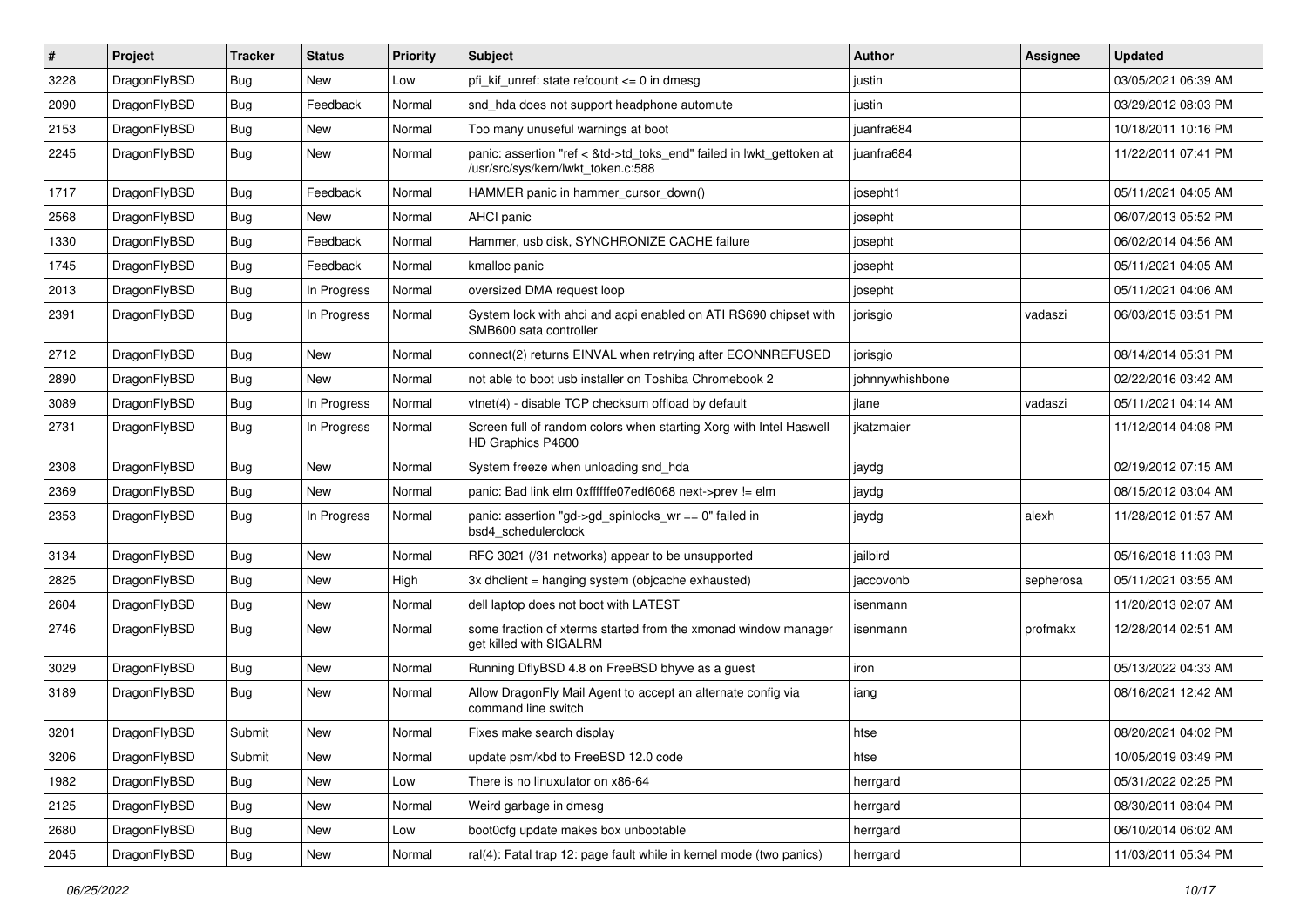| # | Project | Tracker | Status | Priority | Subject | Author | Assignee | Updated |
|---|---|---|---|---|---|---|---|---|
| 3228 | DragonFlyBSD | Bug | New | Low | pfi_kif_unref: state refcount <= 0 in dmesg | justin | | 03/05/2021 06:39 AM |
| 2090 | DragonFlyBSD | Bug | Feedback | Normal | snd_hda does not support headphone automute | justin | | 03/29/2012 08:03 PM |
| 2153 | DragonFlyBSD | Bug | New | Normal | Too many unuseful warnings at boot | juanfra684 | | 10/18/2011 10:16 PM |
| 2245 | DragonFlyBSD | Bug | New | Normal | panic: assertion "ref < &td->td_toks_end" failed in lwkt_gettoken at /usr/src/sys/kern/lwkt_token.c:588 | juanfra684 | | 11/22/2011 07:41 PM |
| 1717 | DragonFlyBSD | Bug | Feedback | Normal | HAMMER panic in hammer_cursor_down() | josepht1 | | 05/11/2021 04:05 AM |
| 2568 | DragonFlyBSD | Bug | New | Normal | AHCI panic | josepht | | 06/07/2013 05:52 PM |
| 1330 | DragonFlyBSD | Bug | Feedback | Normal | Hammer, usb disk, SYNCHRONIZE CACHE failure | josepht | | 06/02/2014 04:56 AM |
| 1745 | DragonFlyBSD | Bug | Feedback | Normal | kmalloc panic | josepht | | 05/11/2021 04:05 AM |
| 2013 | DragonFlyBSD | Bug | In Progress | Normal | oversized DMA request loop | josepht | | 05/11/2021 04:06 AM |
| 2391 | DragonFlyBSD | Bug | In Progress | Normal | System lock with ahci and acpi enabled on ATI RS690 chipset with SMB600 sata controller | jorisgio | vadaszi | 06/03/2015 03:51 PM |
| 2712 | DragonFlyBSD | Bug | New | Normal | connect(2) returns EINVAL when retrying after ECONNREFUSED | jorisgio | | 08/14/2014 05:31 PM |
| 2890 | DragonFlyBSD | Bug | New | Normal | not able to boot usb installer on Toshiba Chromebook 2 | johnnywhishbone | | 02/22/2016 03:42 AM |
| 3089 | DragonFlyBSD | Bug | In Progress | Normal | vtnet(4) - disable TCP checksum offload by default | jlane | vadaszi | 05/11/2021 04:14 AM |
| 2731 | DragonFlyBSD | Bug | In Progress | Normal | Screen full of random colors when starting Xorg with Intel Haswell HD Graphics P4600 | jkatzmaier | | 11/12/2014 04:08 PM |
| 2308 | DragonFlyBSD | Bug | New | Normal | System freeze when unloading snd_hda | jaydg | | 02/19/2012 07:15 AM |
| 2369 | DragonFlyBSD | Bug | New | Normal | panic: Bad link elm 0xffffffe07edf6068 next->prev != elm | jaydg | | 08/15/2012 03:04 AM |
| 2353 | DragonFlyBSD | Bug | In Progress | Normal | panic: assertion "gd->gd_spinlocks_wr == 0" failed in bsd4_schedulerclock | jaydg | alexh | 11/28/2012 01:57 AM |
| 3134 | DragonFlyBSD | Bug | New | Normal | RFC 3021 (/31 networks) appear to be unsupported | jailbird | | 05/16/2018 11:03 PM |
| 2825 | DragonFlyBSD | Bug | New | High | 3x dhclient = hanging system (objcache exhausted) | jaccovonb | sepherosa | 05/11/2021 03:55 AM |
| 2604 | DragonFlyBSD | Bug | New | Normal | dell laptop does not boot with LATEST | isenmann | | 11/20/2013 02:07 AM |
| 2746 | DragonFlyBSD | Bug | New | Normal | some fraction of xterms started from the xmonad window manager get killed with SIGALRM | isenmann | profmakx | 12/28/2014 02:51 AM |
| 3029 | DragonFlyBSD | Bug | New | Normal | Running DflyBSD 4.8 on FreeBSD bhyve as a guest | iron | | 05/13/2022 04:33 AM |
| 3189 | DragonFlyBSD | Bug | New | Normal | Allow DragonFly Mail Agent to accept an alternate config via command line switch | iang | | 08/16/2021 12:42 AM |
| 3201 | DragonFlyBSD | Submit | New | Normal | Fixes make search display | htse | | 08/20/2021 04:02 PM |
| 3206 | DragonFlyBSD | Submit | New | Normal | update psm/kbd to FreeBSD 12.0 code | htse | | 10/05/2019 03:49 PM |
| 1982 | DragonFlyBSD | Bug | New | Low | There is no linuxulator on x86-64 | herrgard | | 05/31/2022 02:25 PM |
| 2125 | DragonFlyBSD | Bug | New | Normal | Weird garbage in dmesg | herrgard | | 08/30/2011 08:04 PM |
| 2680 | DragonFlyBSD | Bug | New | Low | boot0cfg update makes box unbootable | herrgard | | 06/10/2014 06:02 AM |
| 2045 | DragonFlyBSD | Bug | New | Normal | ral(4): Fatal trap 12: page fault while in kernel mode (two panics) | herrgard | | 11/03/2011 05:34 PM |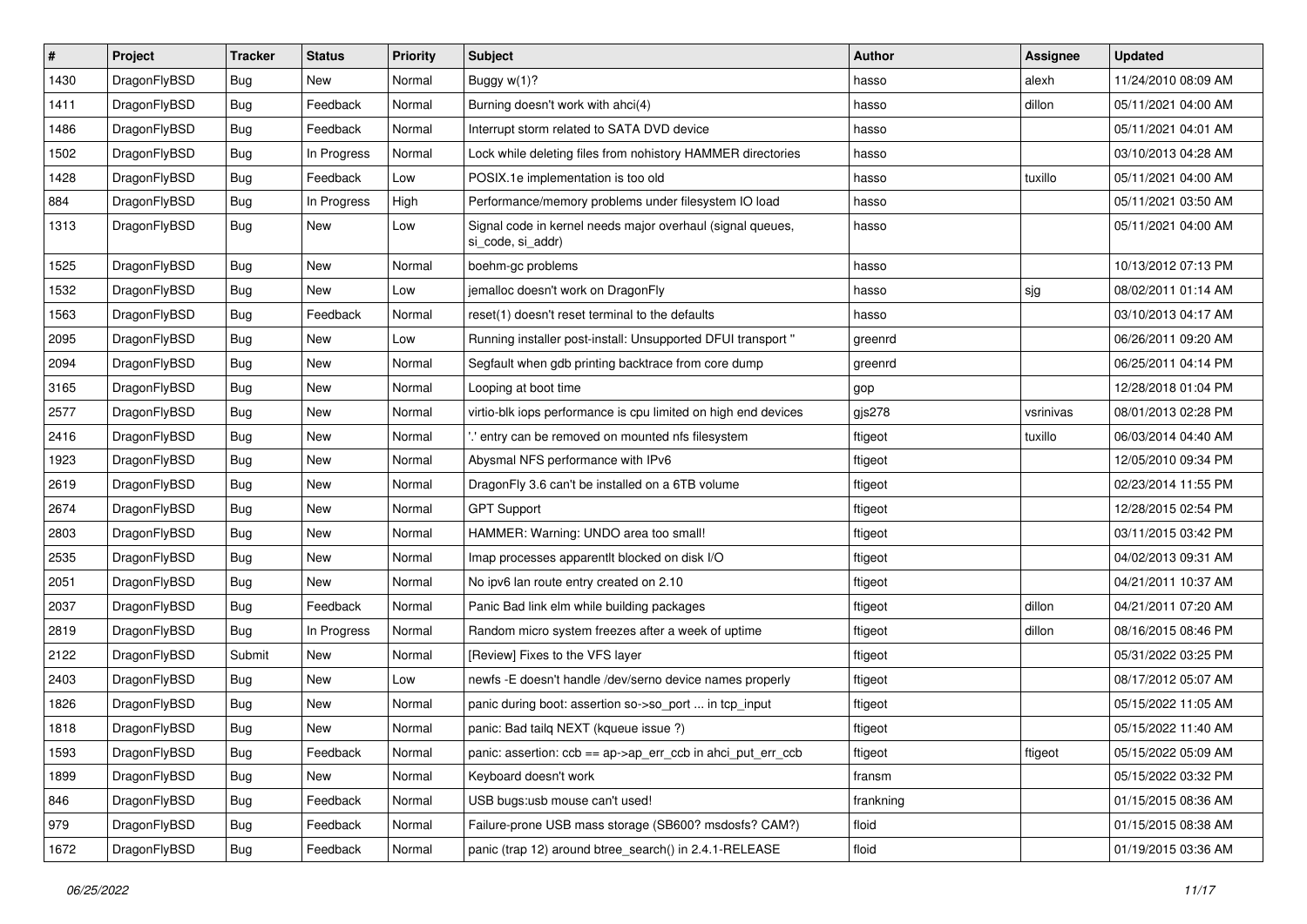| # | Project | Tracker | Status | Priority | Subject | Author | Assignee | Updated |
|---|---|---|---|---|---|---|---|---|
| 1430 | DragonFlyBSD | Bug | New | Normal | Buggy w(1)? | hasso | alexh | 11/24/2010 08:09 AM |
| 1411 | DragonFlyBSD | Bug | Feedback | Normal | Burning doesn't work with ahci(4) | hasso | dillon | 05/11/2021 04:00 AM |
| 1486 | DragonFlyBSD | Bug | Feedback | Normal | Interrupt storm related to SATA DVD device | hasso | | 05/11/2021 04:01 AM |
| 1502 | DragonFlyBSD | Bug | In Progress | Normal | Lock while deleting files from nohistory HAMMER directories | hasso | | 03/10/2013 04:28 AM |
| 1428 | DragonFlyBSD | Bug | Feedback | Low | POSIX.1e implementation is too old | hasso | tuxillo | 05/11/2021 04:00 AM |
| 884 | DragonFlyBSD | Bug | In Progress | High | Performance/memory problems under filesystem IO load | hasso | | 05/11/2021 03:50 AM |
| 1313 | DragonFlyBSD | Bug | New | Low | Signal code in kernel needs major overhaul (signal queues, si_code, si_addr) | hasso | | 05/11/2021 04:00 AM |
| 1525 | DragonFlyBSD | Bug | New | Normal | boehm-gc problems | hasso | | 10/13/2012 07:13 PM |
| 1532 | DragonFlyBSD | Bug | New | Low | jemalloc doesn't work on DragonFly | hasso | sjg | 08/02/2011 01:14 AM |
| 1563 | DragonFlyBSD | Bug | Feedback | Normal | reset(1) doesn't reset terminal to the defaults | hasso | | 03/10/2013 04:17 AM |
| 2095 | DragonFlyBSD | Bug | New | Low | Running installer post-install: Unsupported DFUI transport " | greenrd | | 06/26/2011 09:20 AM |
| 2094 | DragonFlyBSD | Bug | New | Normal | Segfault when gdb printing backtrace from core dump | greenrd | | 06/25/2011 04:14 PM |
| 3165 | DragonFlyBSD | Bug | New | Normal | Looping at boot time | gop | | 12/28/2018 01:04 PM |
| 2577 | DragonFlyBSD | Bug | New | Normal | virtio-blk iops performance is cpu limited on high end devices | gjs278 | vsrinivas | 08/01/2013 02:28 PM |
| 2416 | DragonFlyBSD | Bug | New | Normal | '.' entry can be removed on mounted nfs filesystem | ftigeot | tuxillo | 06/03/2014 04:40 AM |
| 1923 | DragonFlyBSD | Bug | New | Normal | Abysmal NFS performance with IPv6 | ftigeot | | 12/05/2010 09:34 PM |
| 2619 | DragonFlyBSD | Bug | New | Normal | DragonFly 3.6 can't be installed on a 6TB volume | ftigeot | | 02/23/2014 11:55 PM |
| 2674 | DragonFlyBSD | Bug | New | Normal | GPT Support | ftigeot | | 12/28/2015 02:54 PM |
| 2803 | DragonFlyBSD | Bug | New | Normal | HAMMER: Warning: UNDO area too small! | ftigeot | | 03/11/2015 03:42 PM |
| 2535 | DragonFlyBSD | Bug | New | Normal | Imap processes apparentlt blocked on disk I/O | ftigeot | | 04/02/2013 09:31 AM |
| 2051 | DragonFlyBSD | Bug | New | Normal | No ipv6 lan route entry created on 2.10 | ftigeot | | 04/21/2011 10:37 AM |
| 2037 | DragonFlyBSD | Bug | Feedback | Normal | Panic Bad link elm while building packages | ftigeot | dillon | 04/21/2011 07:20 AM |
| 2819 | DragonFlyBSD | Bug | In Progress | Normal | Random micro system freezes after a week of uptime | ftigeot | dillon | 08/16/2015 08:46 PM |
| 2122 | DragonFlyBSD | Submit | New | Normal | [Review] Fixes to the VFS layer | ftigeot | | 05/31/2022 03:25 PM |
| 2403 | DragonFlyBSD | Bug | New | Low | newfs -E doesn't handle /dev/serno device names properly | ftigeot | | 08/17/2012 05:07 AM |
| 1826 | DragonFlyBSD | Bug | New | Normal | panic during boot: assertion so->so_port ... in tcp_input | ftigeot | | 05/15/2022 11:05 AM |
| 1818 | DragonFlyBSD | Bug | New | Normal | panic: Bad tailq NEXT (kqueue issue ?) | ftigeot | | 05/15/2022 11:40 AM |
| 1593 | DragonFlyBSD | Bug | Feedback | Normal | panic: assertion: ccb == ap->ap_err_ccb in ahci_put_err_ccb | ftigeot | ftigeot | 05/15/2022 05:09 AM |
| 1899 | DragonFlyBSD | Bug | New | Normal | Keyboard doesn't work | fransm | | 05/15/2022 03:32 PM |
| 846 | DragonFlyBSD | Bug | Feedback | Normal | USB bugs:usb mouse can't used! | frankning | | 01/15/2015 08:36 AM |
| 979 | DragonFlyBSD | Bug | Feedback | Normal | Failure-prone USB mass storage (SB600? msdosfs? CAM?) | floid | | 01/15/2015 08:38 AM |
| 1672 | DragonFlyBSD | Bug | Feedback | Normal | panic (trap 12) around btree_search() in 2.4.1-RELEASE | floid | | 01/19/2015 03:36 AM |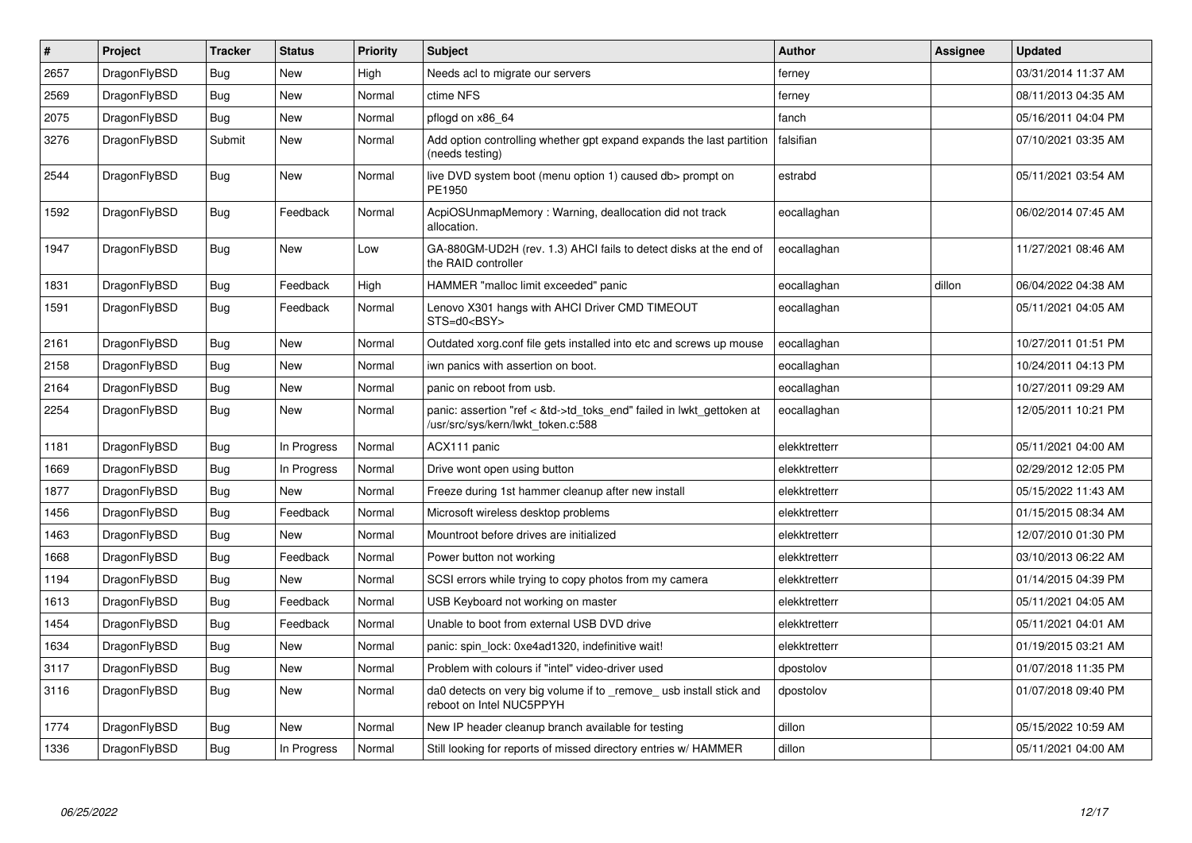| # | Project | Tracker | Status | Priority | Subject | Author | Assignee | Updated |
|---|---|---|---|---|---|---|---|---|
| 2657 | DragonFlyBSD | Bug | New | High | Needs acl to migrate our servers | ferney | | 03/31/2014 11:37 AM |
| 2569 | DragonFlyBSD | Bug | New | Normal | ctime NFS | ferney | | 08/11/2013 04:35 AM |
| 2075 | DragonFlyBSD | Bug | New | Normal | pflogd on x86_64 | fanch | | 05/16/2011 04:04 PM |
| 3276 | DragonFlyBSD | Submit | New | Normal | Add option controlling whether gpt expand expands the last partition (needs testing) | falsifian | | 07/10/2021 03:35 AM |
| 2544 | DragonFlyBSD | Bug | New | Normal | live DVD system boot (menu option 1) caused db> prompt on PE1950 | estrabd | | 05/11/2021 03:54 AM |
| 1592 | DragonFlyBSD | Bug | Feedback | Normal | AcpiOSUnmapMemory : Warning, deallocation did not track allocation. | eocallaghan | | 06/02/2014 07:45 AM |
| 1947 | DragonFlyBSD | Bug | New | Low | GA-880GM-UD2H (rev. 1.3) AHCI fails to detect disks at the end of the RAID controller | eocallaghan | | 11/27/2021 08:46 AM |
| 1831 | DragonFlyBSD | Bug | Feedback | High | HAMMER "malloc limit exceeded" panic | eocallaghan | dillon | 06/04/2022 04:38 AM |
| 1591 | DragonFlyBSD | Bug | Feedback | Normal | Lenovo X301 hangs with AHCI Driver CMD TIMEOUT STS=d0<BSY> | eocallaghan | | 05/11/2021 04:05 AM |
| 2161 | DragonFlyBSD | Bug | New | Normal | Outdated xorg.conf file gets installed into etc and screws up mouse | eocallaghan | | 10/27/2011 01:51 PM |
| 2158 | DragonFlyBSD | Bug | New | Normal | iwn panics with assertion on boot. | eocallaghan | | 10/24/2011 04:13 PM |
| 2164 | DragonFlyBSD | Bug | New | Normal | panic on reboot from usb. | eocallaghan | | 10/27/2011 09:29 AM |
| 2254 | DragonFlyBSD | Bug | New | Normal | panic: assertion "ref < &td->td_toks_end" failed in lwkt_gettoken at /usr/src/sys/kern/lwkt_token.c:588 | eocallaghan | | 12/05/2011 10:21 PM |
| 1181 | DragonFlyBSD | Bug | In Progress | Normal | ACX111 panic | elekktretterr | | 05/11/2021 04:00 AM |
| 1669 | DragonFlyBSD | Bug | In Progress | Normal | Drive wont open using button | elekktretterr | | 02/29/2012 12:05 PM |
| 1877 | DragonFlyBSD | Bug | New | Normal | Freeze during 1st hammer cleanup after new install | elekktretterr | | 05/15/2022 11:43 AM |
| 1456 | DragonFlyBSD | Bug | Feedback | Normal | Microsoft wireless desktop problems | elekktretterr | | 01/15/2015 08:34 AM |
| 1463 | DragonFlyBSD | Bug | New | Normal | Mountroot before drives are initialized | elekktretterr | | 12/07/2010 01:30 PM |
| 1668 | DragonFlyBSD | Bug | Feedback | Normal | Power button not working | elekktretterr | | 03/10/2013 06:22 AM |
| 1194 | DragonFlyBSD | Bug | New | Normal | SCSI errors while trying to copy photos from my camera | elekktretterr | | 01/14/2015 04:39 PM |
| 1613 | DragonFlyBSD | Bug | Feedback | Normal | USB Keyboard not working on master | elekktretterr | | 05/11/2021 04:05 AM |
| 1454 | DragonFlyBSD | Bug | Feedback | Normal | Unable to boot from external USB DVD drive | elekktretterr | | 05/11/2021 04:01 AM |
| 1634 | DragonFlyBSD | Bug | New | Normal | panic: spin_lock: 0xe4ad1320, indefinitive wait! | elekktretterr | | 01/19/2015 03:21 AM |
| 3117 | DragonFlyBSD | Bug | New | Normal | Problem with colours if "intel" video-driver used | dpostolov | | 01/07/2018 11:35 PM |
| 3116 | DragonFlyBSD | Bug | New | Normal | da0 detects on very big volume if to _remove_ usb install stick and reboot on Intel NUC5PPYH | dpostolov | | 01/07/2018 09:40 PM |
| 1774 | DragonFlyBSD | Bug | New | Normal | New IP header cleanup branch available for testing | dillon | | 05/15/2022 10:59 AM |
| 1336 | DragonFlyBSD | Bug | In Progress | Normal | Still looking for reports of missed directory entries w/ HAMMER | dillon | | 05/11/2021 04:00 AM |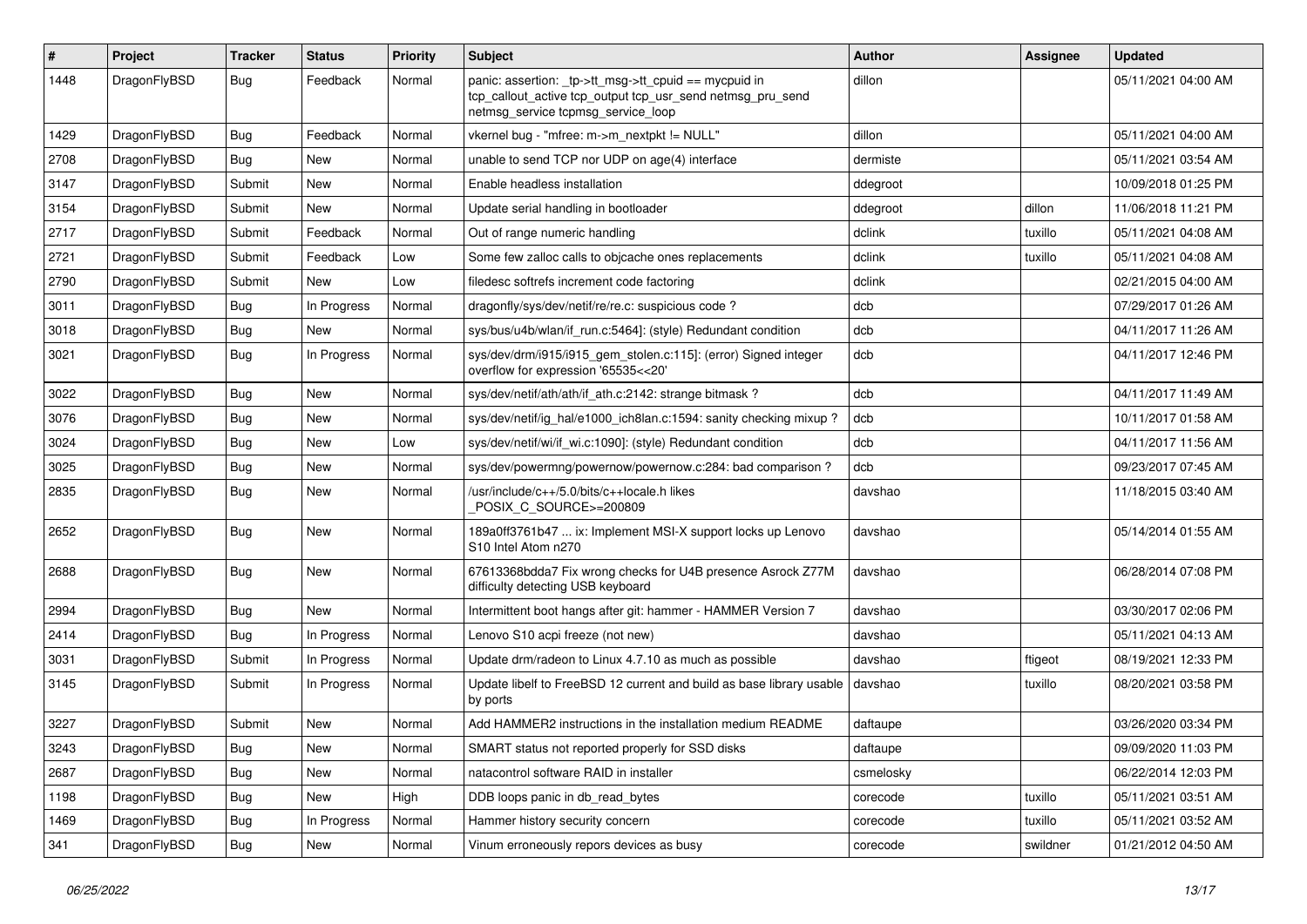| # | Project | Tracker | Status | Priority | Subject | Author | Assignee | Updated |
| --- | --- | --- | --- | --- | --- | --- | --- | --- |
| 1448 | DragonFlyBSD | Bug | Feedback | Normal | panic: assertion: _tp->tt_msg->tt_cpuid == mycpuid in tcp_callout_active tcp_output tcp_usr_send netmsg_pru_send netmsg_service tcpmsg_service_loop | dillon | | 05/11/2021 04:00 AM |
| 1429 | DragonFlyBSD | Bug | Feedback | Normal | vkernel bug - "mfree: m->m_nextpkt != NULL" | dillon | | 05/11/2021 04:00 AM |
| 2708 | DragonFlyBSD | Bug | New | Normal | unable to send TCP nor UDP on age(4) interface | dermiste | | 05/11/2021 03:54 AM |
| 3147 | DragonFlyBSD | Submit | New | Normal | Enable headless installation | ddegroot | | 10/09/2018 01:25 PM |
| 3154 | DragonFlyBSD | Submit | New | Normal | Update serial handling in bootloader | ddegroot | dillon | 11/06/2018 11:21 PM |
| 2717 | DragonFlyBSD | Submit | Feedback | Normal | Out of range numeric handling | dclink | tuxillo | 05/11/2021 04:08 AM |
| 2721 | DragonFlyBSD | Submit | Feedback | Low | Some few zalloc calls to objcache ones replacements | dclink | tuxillo | 05/11/2021 04:08 AM |
| 2790 | DragonFlyBSD | Submit | New | Low | filedesc softrefs increment code factoring | dclink | | 02/21/2015 04:00 AM |
| 3011 | DragonFlyBSD | Bug | In Progress | Normal | dragonfly/sys/dev/netif/re/re.c: suspicious code ? | dcb | | 07/29/2017 01:26 AM |
| 3018 | DragonFlyBSD | Bug | New | Normal | sys/bus/u4b/wlan/if_run.c:5464]: (style) Redundant condition | dcb | | 04/11/2017 11:26 AM |
| 3021 | DragonFlyBSD | Bug | In Progress | Normal | sys/dev/drm/i915/i915_gem_stolen.c:115]: (error) Signed integer overflow for expression '65535<<20' | dcb | | 04/11/2017 12:46 PM |
| 3022 | DragonFlyBSD | Bug | New | Normal | sys/dev/netif/ath/ath/if_ath.c:2142: strange bitmask ? | dcb | | 04/11/2017 11:49 AM |
| 3076 | DragonFlyBSD | Bug | New | Normal | sys/dev/netif/ig_hal/e1000_ich8lan.c:1594: sanity checking mixup ? | dcb | | 10/11/2017 01:58 AM |
| 3024 | DragonFlyBSD | Bug | New | Low | sys/dev/netif/wi/if_wi.c:1090]: (style) Redundant condition | dcb | | 04/11/2017 11:56 AM |
| 3025 | DragonFlyBSD | Bug | New | Normal | sys/dev/powermng/powernow/powernow.c:284: bad comparison ? | dcb | | 09/23/2017 07:45 AM |
| 2835 | DragonFlyBSD | Bug | New | Normal | /usr/include/c++/5.0/bits/c++locale.h likes _POSIX_C_SOURCE>=200809 | davshao | | 11/18/2015 03:40 AM |
| 2652 | DragonFlyBSD | Bug | New | Normal | 189a0ff3761b47 ... ix: Implement MSI-X support locks up Lenovo S10 Intel Atom n270 | davshao | | 05/14/2014 01:55 AM |
| 2688 | DragonFlyBSD | Bug | New | Normal | 67613368bdda7 Fix wrong checks for U4B presence Asrock Z77M difficulty detecting USB keyboard | davshao | | 06/28/2014 07:08 PM |
| 2994 | DragonFlyBSD | Bug | New | Normal | Intermittent boot hangs after git: hammer - HAMMER Version 7 | davshao | | 03/30/2017 02:06 PM |
| 2414 | DragonFlyBSD | Bug | In Progress | Normal | Lenovo S10 acpi freeze (not new) | davshao | | 05/11/2021 04:13 AM |
| 3031 | DragonFlyBSD | Submit | In Progress | Normal | Update drm/radeon to Linux 4.7.10 as much as possible | davshao | ftigeot | 08/19/2021 12:33 PM |
| 3145 | DragonFlyBSD | Submit | In Progress | Normal | Update libelf to FreeBSD 12 current and build as base library usable by ports | davshao | tuxillo | 08/20/2021 03:58 PM |
| 3227 | DragonFlyBSD | Submit | New | Normal | Add HAMMER2 instructions in the installation medium README | daftaupe | | 03/26/2020 03:34 PM |
| 3243 | DragonFlyBSD | Bug | New | Normal | SMART status not reported properly for SSD disks | daftaupe | | 09/09/2020 11:03 PM |
| 2687 | DragonFlyBSD | Bug | New | Normal | natacontrol software RAID in installer | csmelosky | | 06/22/2014 12:03 PM |
| 1198 | DragonFlyBSD | Bug | New | High | DDB loops panic in db_read_bytes | corecode | tuxillo | 05/11/2021 03:51 AM |
| 1469 | DragonFlyBSD | Bug | In Progress | Normal | Hammer history security concern | corecode | tuxillo | 05/11/2021 03:52 AM |
| 341 | DragonFlyBSD | Bug | New | Normal | Vinum erroneously repors devices as busy | corecode | swildner | 01/21/2012 04:50 AM |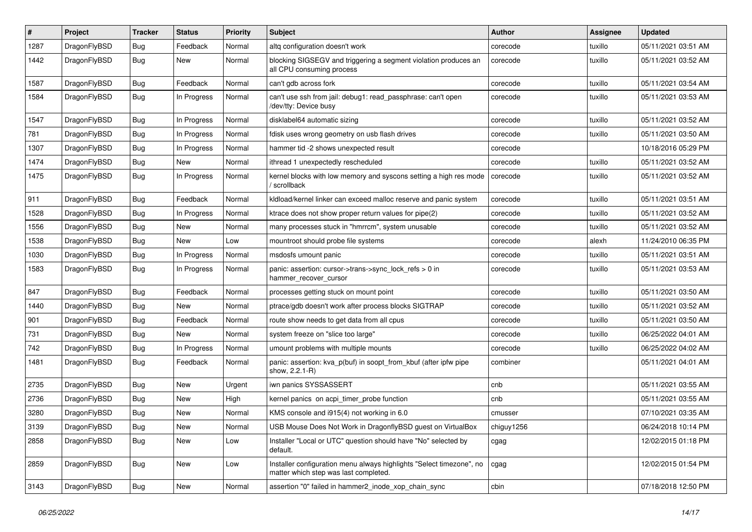| # | Project | Tracker | Status | Priority | Subject | Author | Assignee | Updated |
|---|---|---|---|---|---|---|---|---|
| 1287 | DragonFlyBSD | Bug | Feedback | Normal | altq configuration doesn't work | corecode | tuxillo | 05/11/2021 03:51 AM |
| 1442 | DragonFlyBSD | Bug | New | Normal | blocking SIGSEGV and triggering a segment violation produces an all CPU consuming process | corecode | tuxillo | 05/11/2021 03:52 AM |
| 1587 | DragonFlyBSD | Bug | Feedback | Normal | can't gdb across fork | corecode | tuxillo | 05/11/2021 03:54 AM |
| 1584 | DragonFlyBSD | Bug | In Progress | Normal | can't use ssh from jail: debug1: read_passphrase: can't open /dev/tty: Device busy | corecode | tuxillo | 05/11/2021 03:53 AM |
| 1547 | DragonFlyBSD | Bug | In Progress | Normal | disklabel64 automatic sizing | corecode | tuxillo | 05/11/2021 03:52 AM |
| 781 | DragonFlyBSD | Bug | In Progress | Normal | fdisk uses wrong geometry on usb flash drives | corecode | tuxillo | 05/11/2021 03:50 AM |
| 1307 | DragonFlyBSD | Bug | In Progress | Normal | hammer tid -2 shows unexpected result | corecode | | 10/18/2016 05:29 PM |
| 1474 | DragonFlyBSD | Bug | New | Normal | ithread 1 unexpectedly rescheduled | corecode | tuxillo | 05/11/2021 03:52 AM |
| 1475 | DragonFlyBSD | Bug | In Progress | Normal | kernel blocks with low memory and syscons setting a high res mode / scrollback | corecode | tuxillo | 05/11/2021 03:52 AM |
| 911 | DragonFlyBSD | Bug | Feedback | Normal | kldload/kernel linker can exceed malloc reserve and panic system | corecode | tuxillo | 05/11/2021 03:51 AM |
| 1528 | DragonFlyBSD | Bug | In Progress | Normal | ktrace does not show proper return values for pipe(2) | corecode | tuxillo | 05/11/2021 03:52 AM |
| 1556 | DragonFlyBSD | Bug | New | Normal | many processes stuck in "hmrrcm", system unusable | corecode | tuxillo | 05/11/2021 03:52 AM |
| 1538 | DragonFlyBSD | Bug | New | Low | mountroot should probe file systems | corecode | alexh | 11/24/2010 06:35 PM |
| 1030 | DragonFlyBSD | Bug | In Progress | Normal | msdosfs umount panic | corecode | tuxillo | 05/11/2021 03:51 AM |
| 1583 | DragonFlyBSD | Bug | In Progress | Normal | panic: assertion: cursor->trans->sync_lock_refs > 0 in hammer_recover_cursor | corecode | tuxillo | 05/11/2021 03:53 AM |
| 847 | DragonFlyBSD | Bug | Feedback | Normal | processes getting stuck on mount point | corecode | tuxillo | 05/11/2021 03:50 AM |
| 1440 | DragonFlyBSD | Bug | New | Normal | ptrace/gdb doesn't work after process blocks SIGTRAP | corecode | tuxillo | 05/11/2021 03:52 AM |
| 901 | DragonFlyBSD | Bug | Feedback | Normal | route show needs to get data from all cpus | corecode | tuxillo | 05/11/2021 03:50 AM |
| 731 | DragonFlyBSD | Bug | New | Normal | system freeze on "slice too large" | corecode | tuxillo | 06/25/2022 04:01 AM |
| 742 | DragonFlyBSD | Bug | In Progress | Normal | umount problems with multiple mounts | corecode | tuxillo | 06/25/2022 04:02 AM |
| 1481 | DragonFlyBSD | Bug | Feedback | Normal | panic: assertion: kva_p(buf) in soopt_from_kbuf (after ipfw pipe show, 2.2.1-R) | combiner | | 05/11/2021 04:01 AM |
| 2735 | DragonFlyBSD | Bug | New | Urgent | iwn panics SYSSASSERT | cnb | | 05/11/2021 03:55 AM |
| 2736 | DragonFlyBSD | Bug | New | High | kernel panics on acpi_timer_probe function | cnb | | 05/11/2021 03:55 AM |
| 3280 | DragonFlyBSD | Bug | New | Normal | KMS console and i915(4) not working in 6.0 | cmusser | | 07/10/2021 03:35 AM |
| 3139 | DragonFlyBSD | Bug | New | Normal | USB Mouse Does Not Work in DragonflyBSD guest on VirtualBox | chiguy1256 | | 06/24/2018 10:14 PM |
| 2858 | DragonFlyBSD | Bug | New | Low | Installer "Local or UTC" question should have "No" selected by default. | cgag | | 12/02/2015 01:18 PM |
| 2859 | DragonFlyBSD | Bug | New | Low | Installer configuration menu always highlights "Select timezone", no matter which step was last completed. | cgag | | 12/02/2015 01:54 PM |
| 3143 | DragonFlyBSD | Bug | New | Normal | assertion "0" failed in hammer2_inode_xop_chain_sync | cbin | | 07/18/2018 12:50 PM |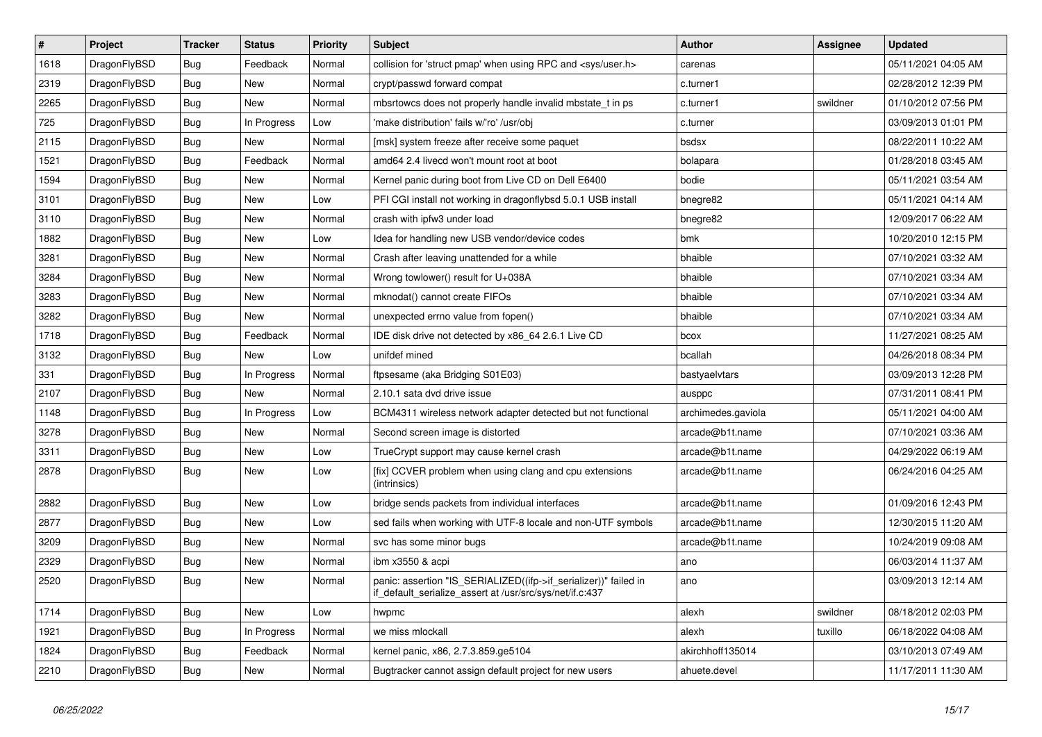| # | Project | Tracker | Status | Priority | Subject | Author | Assignee | Updated |
|---|---|---|---|---|---|---|---|---|
| 1618 | DragonFlyBSD | Bug | Feedback | Normal | collision for 'struct pmap' when using RPC and <sys/user.h> | carenas | | 05/11/2021 04:05 AM |
| 2319 | DragonFlyBSD | Bug | New | Normal | crypt/passwd forward compat | c.turner1 | | 02/28/2012 12:39 PM |
| 2265 | DragonFlyBSD | Bug | New | Normal | mbsrtowcs does not properly handle invalid mbstate_t in ps | c.turner1 | swildner | 01/10/2012 07:56 PM |
| 725 | DragonFlyBSD | Bug | In Progress | Low | 'make distribution' fails w/'ro' /usr/obj | c.turner | | 03/09/2013 01:01 PM |
| 2115 | DragonFlyBSD | Bug | New | Normal | [msk] system freeze after receive some paquet | bsdsx | | 08/22/2011 10:22 AM |
| 1521 | DragonFlyBSD | Bug | Feedback | Normal | amd64 2.4 livecd won't mount root at boot | bolapara | | 01/28/2018 03:45 AM |
| 1594 | DragonFlyBSD | Bug | New | Normal | Kernel panic during boot from Live CD on Dell E6400 | bodie | | 05/11/2021 03:54 AM |
| 3101 | DragonFlyBSD | Bug | New | Low | PFI CGI install not working in dragonflybsd 5.0.1 USB install | bnegre82 | | 05/11/2021 04:14 AM |
| 3110 | DragonFlyBSD | Bug | New | Normal | crash with ipfw3 under load | bnegre82 | | 12/09/2017 06:22 AM |
| 1882 | DragonFlyBSD | Bug | New | Low | Idea for handling new USB vendor/device codes | bmk | | 10/20/2010 12:15 PM |
| 3281 | DragonFlyBSD | Bug | New | Normal | Crash after leaving unattended for a while | bhaible | | 07/10/2021 03:32 AM |
| 3284 | DragonFlyBSD | Bug | New | Normal | Wrong towlower() result for U+038A | bhaible | | 07/10/2021 03:34 AM |
| 3283 | DragonFlyBSD | Bug | New | Normal | mknodat() cannot create FIFOs | bhaible | | 07/10/2021 03:34 AM |
| 3282 | DragonFlyBSD | Bug | New | Normal | unexpected errno value from fopen() | bhaible | | 07/10/2021 03:34 AM |
| 1718 | DragonFlyBSD | Bug | Feedback | Normal | IDE disk drive not detected by x86_64 2.6.1 Live CD | bcox | | 11/27/2021 08:25 AM |
| 3132 | DragonFlyBSD | Bug | New | Low | unifdef mined | bcallah | | 04/26/2018 08:34 PM |
| 331 | DragonFlyBSD | Bug | In Progress | Normal | ftpsesame (aka Bridging S01E03) | bastyaelvtars | | 03/09/2013 12:28 PM |
| 2107 | DragonFlyBSD | Bug | New | Normal | 2.10.1 sata dvd drive issue | ausppc | | 07/31/2011 08:41 PM |
| 1148 | DragonFlyBSD | Bug | In Progress | Low | BCM4311 wireless network adapter detected but not functional | archimedes.gaviola | | 05/11/2021 04:00 AM |
| 3278 | DragonFlyBSD | Bug | New | Normal | Second screen image is distorted | arcade@b1t.name | | 07/10/2021 03:36 AM |
| 3311 | DragonFlyBSD | Bug | New | Low | TrueCrypt support may cause kernel crash | arcade@b1t.name | | 04/29/2022 06:19 AM |
| 2878 | DragonFlyBSD | Bug | New | Low | [fix] CCVER problem when using clang and cpu extensions (intrinsics) | arcade@b1t.name | | 06/24/2016 04:25 AM |
| 2882 | DragonFlyBSD | Bug | New | Low | bridge sends packets from individual interfaces | arcade@b1t.name | | 01/09/2016 12:43 PM |
| 2877 | DragonFlyBSD | Bug | New | Low | sed fails when working with UTF-8 locale and non-UTF symbols | arcade@b1t.name | | 12/30/2015 11:20 AM |
| 3209 | DragonFlyBSD | Bug | New | Normal | svc has some minor bugs | arcade@b1t.name | | 10/24/2019 09:08 AM |
| 2329 | DragonFlyBSD | Bug | New | Normal | ibm x3550 & acpi | ano | | 06/03/2014 11:37 AM |
| 2520 | DragonFlyBSD | Bug | New | Normal | panic: assertion "IS_SERIALIZED((ifp->if_serializer))" failed in if_default_serialize_assert at /usr/src/sys/net/if.c:437 | ano | | 03/09/2013 12:14 AM |
| 1714 | DragonFlyBSD | Bug | New | Low | hwpmc | alexh | swildner | 08/18/2012 02:03 PM |
| 1921 | DragonFlyBSD | Bug | In Progress | Normal | we miss mlockall | alexh | tuxillo | 06/18/2022 04:08 AM |
| 1824 | DragonFlyBSD | Bug | Feedback | Normal | kernel panic, x86, 2.7.3.859.ge5104 | akirchhoff135014 | | 03/10/2013 07:49 AM |
| 2210 | DragonFlyBSD | Bug | New | Normal | Bugtracker cannot assign default project for new users | ahuete.devel | | 11/17/2011 11:30 AM |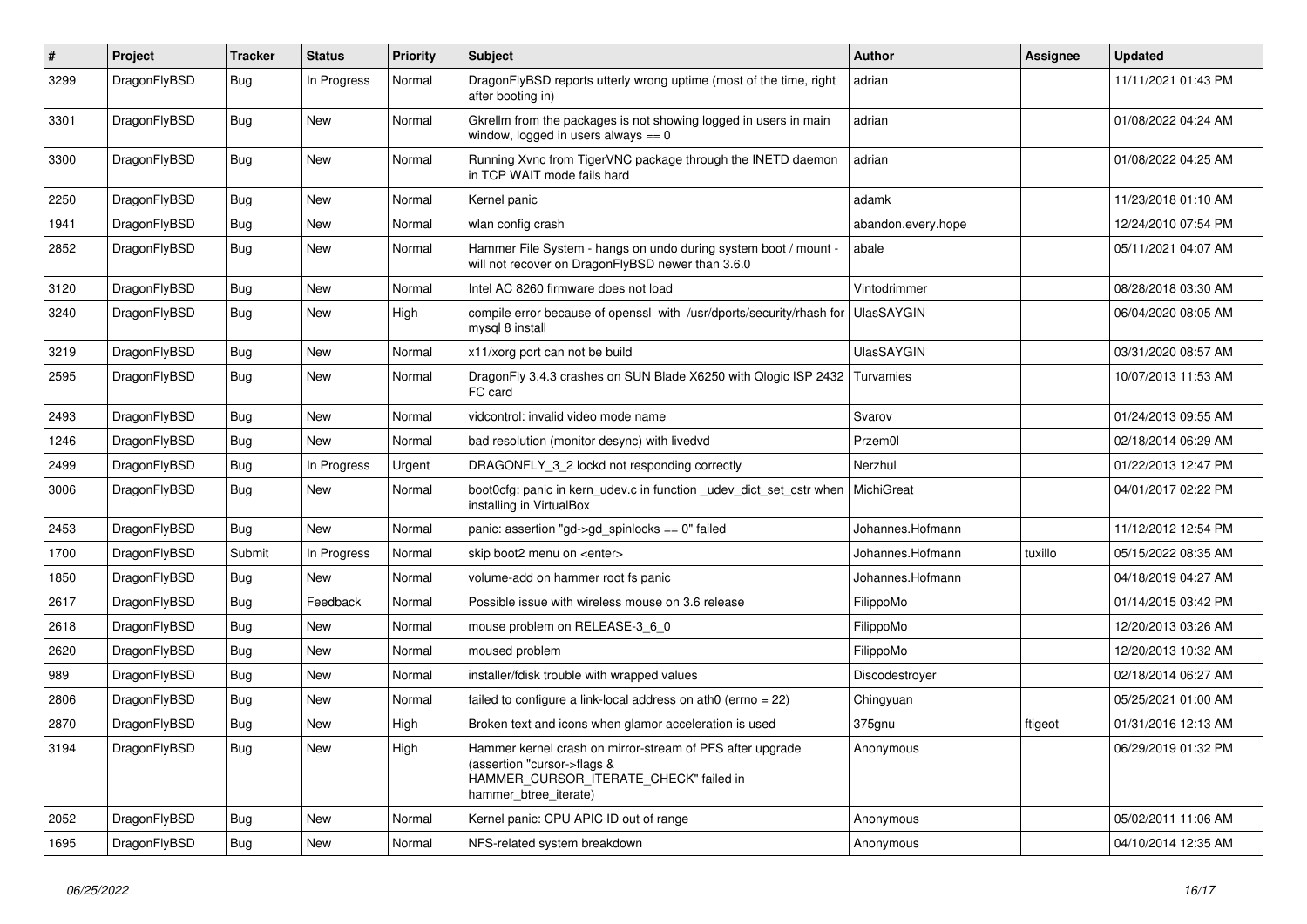| # | Project | Tracker | Status | Priority | Subject | Author | Assignee | Updated |
|---|---|---|---|---|---|---|---|---|
| 3299 | DragonFlyBSD | Bug | In Progress | Normal | DragonFlyBSD reports utterly wrong uptime (most of the time, right after booting in) | adrian | | 11/11/2021 01:43 PM |
| 3301 | DragonFlyBSD | Bug | New | Normal | Gkrellm from the packages is not showing logged in users in main window, logged in users always == 0 | adrian | | 01/08/2022 04:24 AM |
| 3300 | DragonFlyBSD | Bug | New | Normal | Running Xvnc from TigerVNC package through the INETD daemon in TCP WAIT mode fails hard | adrian | | 01/08/2022 04:25 AM |
| 2250 | DragonFlyBSD | Bug | New | Normal | Kernel panic | adamk | | 11/23/2018 01:10 AM |
| 1941 | DragonFlyBSD | Bug | New | Normal | wlan config crash | abandon.every.hope | | 12/24/2010 07:54 PM |
| 2852 | DragonFlyBSD | Bug | New | Normal | Hammer File System - hangs on undo during system boot / mount - will not recover on DragonFlyBSD newer than 3.6.0 | abale | | 05/11/2021 04:07 AM |
| 3120 | DragonFlyBSD | Bug | New | Normal | Intel AC 8260 firmware does not load | Vintodrimmer | | 08/28/2018 03:30 AM |
| 3240 | DragonFlyBSD | Bug | New | High | compile error because of openssl with /usr/dports/security/rhash for mysql 8 install | UlasSAYGIN | | 06/04/2020 08:05 AM |
| 3219 | DragonFlyBSD | Bug | New | Normal | x11/xorg port can not be build | UlasSAYGIN | | 03/31/2020 08:57 AM |
| 2595 | DragonFlyBSD | Bug | New | Normal | DragonFly 3.4.3 crashes on SUN Blade X6250 with Qlogic ISP 2432 FC card | Turvamies | | 10/07/2013 11:53 AM |
| 2493 | DragonFlyBSD | Bug | New | Normal | vidcontrol: invalid video mode name | Svarov | | 01/24/2013 09:55 AM |
| 1246 | DragonFlyBSD | Bug | New | Normal | bad resolution (monitor desync) with livedvd | Przem0l | | 02/18/2014 06:29 AM |
| 2499 | DragonFlyBSD | Bug | In Progress | Urgent | DRAGONFLY_3_2 lockd not responding correctly | Nerzhul | | 01/22/2013 12:47 PM |
| 3006 | DragonFlyBSD | Bug | New | Normal | boot0cfg: panic in kern_udev.c in function _udev_dict_set_cstr when installing in VirtualBox | MichiGreat | | 04/01/2017 02:22 PM |
| 2453 | DragonFlyBSD | Bug | New | Normal | panic: assertion "gd->gd_spinlocks == 0" failed | Johannes.Hofmann | | 11/12/2012 12:54 PM |
| 1700 | DragonFlyBSD | Submit | In Progress | Normal | skip boot2 menu on <enter> | Johannes.Hofmann | tuxillo | 05/15/2022 08:35 AM |
| 1850 | DragonFlyBSD | Bug | New | Normal | volume-add on hammer root fs panic | Johannes.Hofmann | | 04/18/2019 04:27 AM |
| 2617 | DragonFlyBSD | Bug | Feedback | Normal | Possible issue with wireless mouse on 3.6 release | FilippoMo | | 01/14/2015 03:42 PM |
| 2618 | DragonFlyBSD | Bug | New | Normal | mouse problem on RELEASE-3_6_0 | FilippoMo | | 12/20/2013 03:26 AM |
| 2620 | DragonFlyBSD | Bug | New | Normal | moused problem | FilippoMo | | 12/20/2013 10:32 AM |
| 989 | DragonFlyBSD | Bug | New | Normal | installer/fdisk trouble with wrapped values | Discodestroyer | | 02/18/2014 06:27 AM |
| 2806 | DragonFlyBSD | Bug | New | Normal | failed to configure a link-local address on ath0 (errno = 22) | Chingyuan | | 05/25/2021 01:00 AM |
| 2870 | DragonFlyBSD | Bug | New | High | Broken text and icons when glamor acceleration is used | 375gnu | ftigeot | 01/31/2016 12:13 AM |
| 3194 | DragonFlyBSD | Bug | New | High | Hammer kernel crash on mirror-stream of PFS after upgrade (assertion "cursor->flags & HAMMER_CURSOR_ITERATE_CHECK" failed in hammer_btree_iterate) | Anonymous | | 06/29/2019 01:32 PM |
| 2052 | DragonFlyBSD | Bug | New | Normal | Kernel panic: CPU APIC ID out of range | Anonymous | | 05/02/2011 11:06 AM |
| 1695 | DragonFlyBSD | Bug | New | Normal | NFS-related system breakdown | Anonymous | | 04/10/2014 12:35 AM |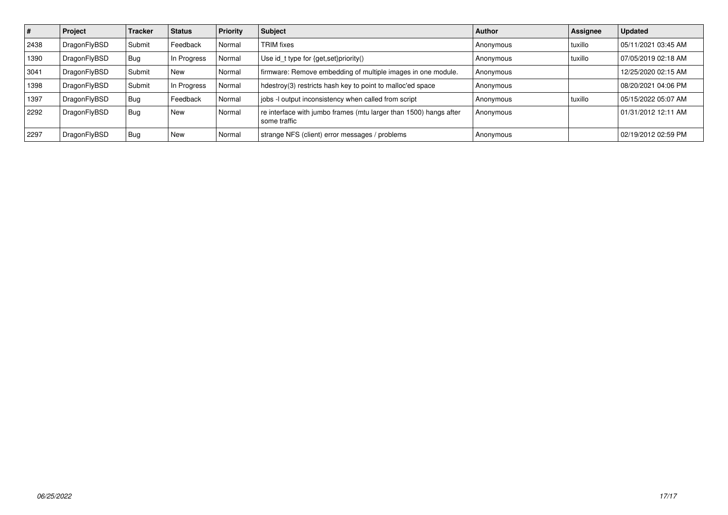| # | Project | Tracker | Status | Priority | Subject | Author | Assignee | Updated |
|---|---|---|---|---|---|---|---|---|
| 2438 | DragonFlyBSD | Submit | Feedback | Normal | TRIM fixes | Anonymous | tuxillo | 05/11/2021 03:45 AM |
| 1390 | DragonFlyBSD | Bug | In Progress | Normal | Use id_t type for {get,set}priority() | Anonymous | tuxillo | 07/05/2019 02:18 AM |
| 3041 | DragonFlyBSD | Submit | New | Normal | firmware: Remove embedding of multiple images in one module. | Anonymous | | 12/25/2020 02:15 AM |
| 1398 | DragonFlyBSD | Submit | In Progress | Normal | hdestroy(3) restricts hash key to point to malloc'ed space | Anonymous | | 08/20/2021 04:06 PM |
| 1397 | DragonFlyBSD | Bug | Feedback | Normal | jobs -l output inconsistency when called from script | Anonymous | tuxillo | 05/15/2022 05:07 AM |
| 2292 | DragonFlyBSD | Bug | New | Normal | re interface with jumbo frames (mtu larger than 1500) hangs after some traffic | Anonymous | | 01/31/2012 12:11 AM |
| 2297 | DragonFlyBSD | Bug | New | Normal | strange NFS (client) error messages / problems | Anonymous | | 02/19/2012 02:59 PM |